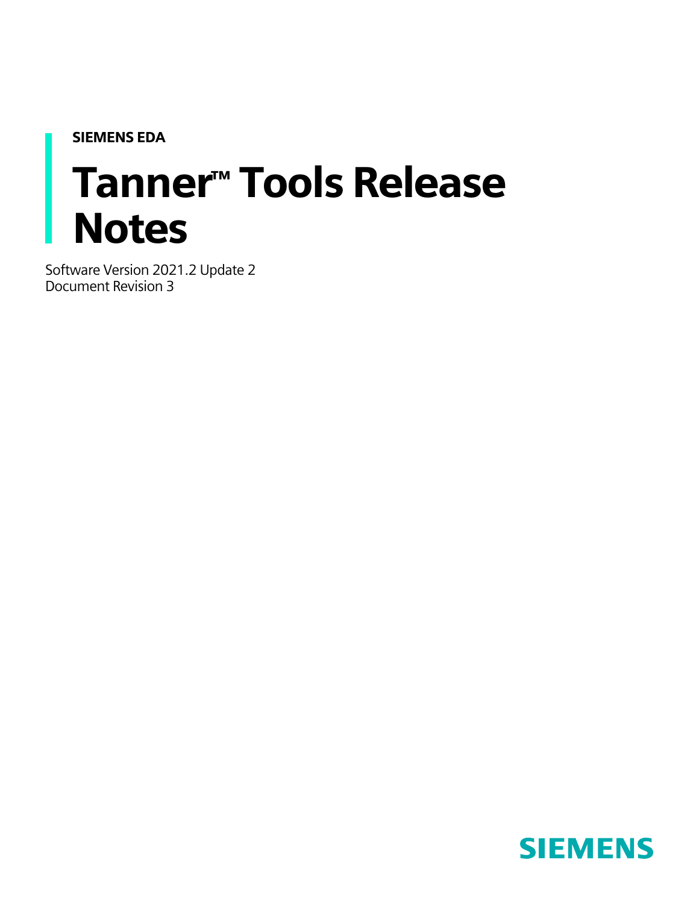**SIEMENS EDA**

# Tanner™ Tools Release Notes

Software Version 2021.2 Update 2
Document Revision 3

SIEMENS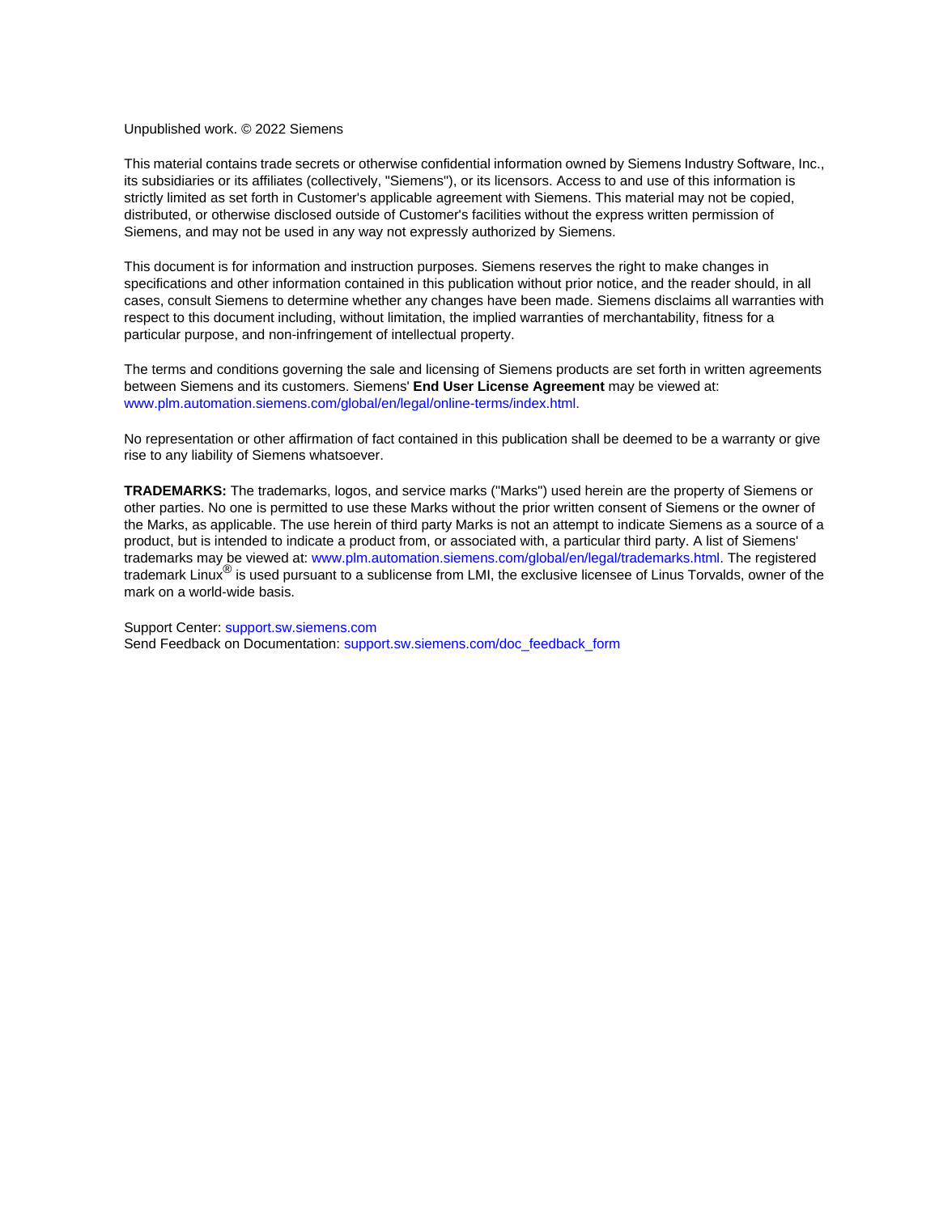Unpublished work. © 2022 Siemens

This material contains trade secrets or otherwise confidential information owned by Siemens Industry Software, Inc., its subsidiaries or its affiliates (collectively, "Siemens"), or its licensors. Access to and use of this information is strictly limited as set forth in Customer's applicable agreement with Siemens. This material may not be copied, distributed, or otherwise disclosed outside of Customer's facilities without the express written permission of Siemens, and may not be used in any way not expressly authorized by Siemens.

This document is for information and instruction purposes. Siemens reserves the right to make changes in specifications and other information contained in this publication without prior notice, and the reader should, in all cases, consult Siemens to determine whether any changes have been made. Siemens disclaims all warranties with respect to this document including, without limitation, the implied warranties of merchantability, fitness for a particular purpose, and non-infringement of intellectual property.

The terms and conditions governing the sale and licensing of Siemens products are set forth in written agreements between Siemens and its customers. Siemens' **End User License Agreement** may be viewed at: www.plm.automation.siemens.com/global/en/legal/online-terms/index.html.

No representation or other affirmation of fact contained in this publication shall be deemed to be a warranty or give rise to any liability of Siemens whatsoever.

**TRADEMARKS:** The trademarks, logos, and service marks ("Marks") used herein are the property of Siemens or other parties. No one is permitted to use these Marks without the prior written consent of Siemens or the owner of the Marks, as applicable. The use herein of third party Marks is not an attempt to indicate Siemens as a source of a product, but is intended to indicate a product from, or associated with, a particular third party. A list of Siemens' trademarks may be viewed at: www.plm.automation.siemens.com/global/en/legal/trademarks.html. The registered trademark Linux® is used pursuant to a sublicense from LMI, the exclusive licensee of Linus Torvalds, owner of the mark on a world-wide basis.

Support Center: support.sw.siemens.com
Send Feedback on Documentation: support.sw.siemens.com/doc_feedback_form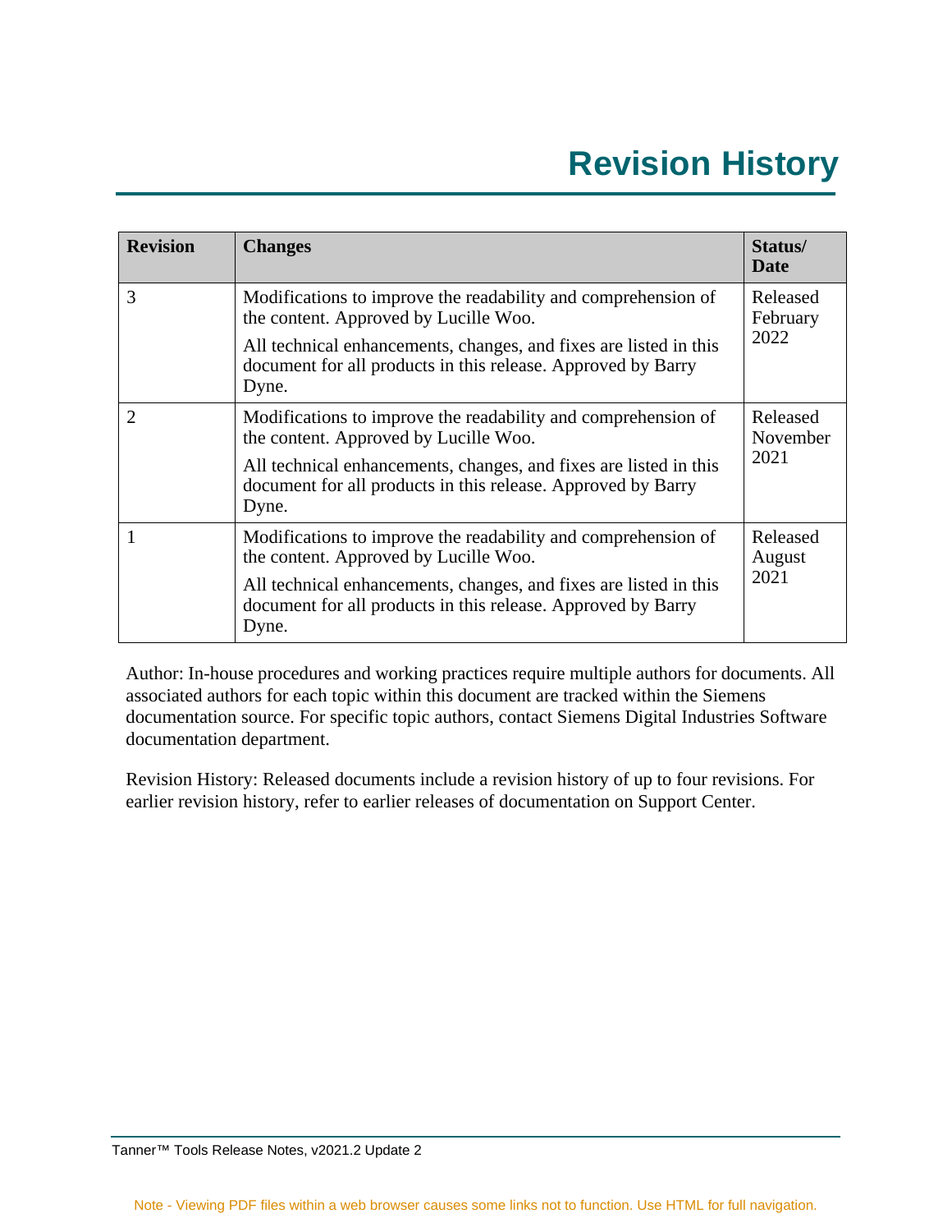# Revision History

| Revision | Changes | Status/ Date |
| --- | --- | --- |
| 3 | Modifications to improve the readability and comprehension of the content. Approved by Lucille Woo.<br><br>All technical enhancements, changes, and fixes are listed in this document for all products in this release. Approved by Barry Dyne. | Released February 2022 |
| 2 | Modifications to improve the readability and comprehension of the content. Approved by Lucille Woo.<br><br>All technical enhancements, changes, and fixes are listed in this document for all products in this release. Approved by Barry Dyne. | Released November 2021 |
| 1 | Modifications to improve the readability and comprehension of the content. Approved by Lucille Woo.<br><br>All technical enhancements, changes, and fixes are listed in this document for all products in this release. Approved by Barry Dyne. | Released August 2021 |

Author: In-house procedures and working practices require multiple authors for documents. All associated authors for each topic within this document are tracked within the Siemens documentation source. For specific topic authors, contact Siemens Digital Industries Software documentation department.

Revision History: Released documents include a revision history of up to four revisions. For earlier revision history, refer to earlier releases of documentation on Support Center.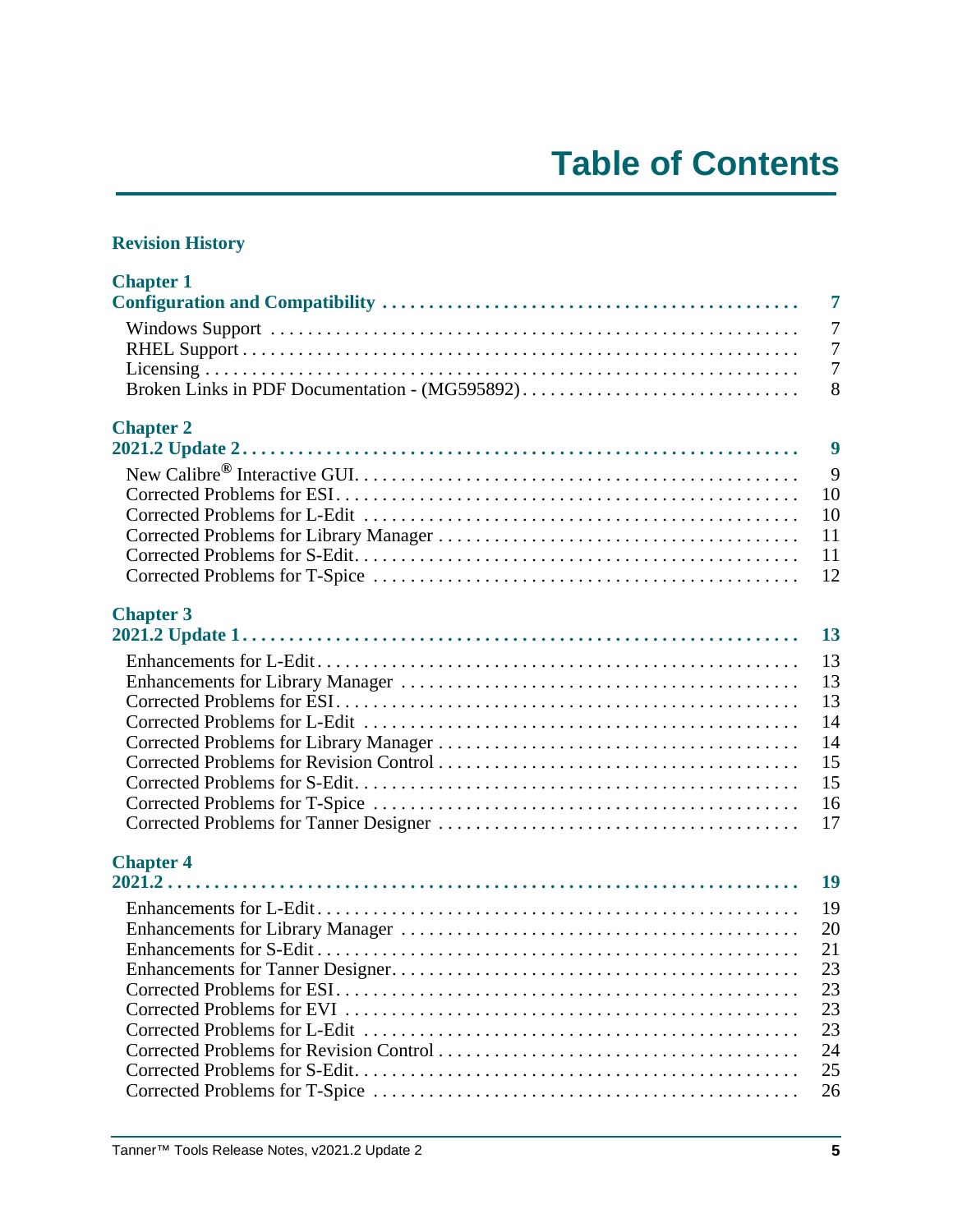# Table of Contents

**Revision History**

**Chapter 1**
**Configuration and Compatibility . . . . . . . . . . 7**

Windows Support . . . . . . . . . . 7
RHEL Support . . . . . . . . . . 7
Licensing . . . . . . . . . . 7
Broken Links in PDF Documentation - (MG595892) . . . . . . . . . . 8

**Chapter 2**
**2021.2 Update 2 . . . . . . . . . . 9**

New Calibre® Interactive GUI . . . . . . . . . . 9
Corrected Problems for ESI . . . . . . . . . . 10
Corrected Problems for L-Edit . . . . . . . . . . 10
Corrected Problems for Library Manager . . . . . . . . . . 11
Corrected Problems for S-Edit . . . . . . . . . . 11
Corrected Problems for T-Spice . . . . . . . . . . 12

**Chapter 3**
**2021.2 Update 1 . . . . . . . . . . 13**

Enhancements for L-Edit . . . . . . . . . . 13
Enhancements for Library Manager . . . . . . . . . . 13
Corrected Problems for ESI . . . . . . . . . . 13
Corrected Problems for L-Edit . . . . . . . . . . 14
Corrected Problems for Library Manager . . . . . . . . . . 14
Corrected Problems for Revision Control . . . . . . . . . . 15
Corrected Problems for S-Edit . . . . . . . . . . 15
Corrected Problems for T-Spice . . . . . . . . . . 16
Corrected Problems for Tanner Designer . . . . . . . . . . 17

**Chapter 4**
**2021.2 . . . . . . . . . . 19**

Enhancements for L-Edit . . . . . . . . . . 19
Enhancements for Library Manager . . . . . . . . . . 20
Enhancements for S-Edit . . . . . . . . . . 21
Enhancements for Tanner Designer . . . . . . . . . . 23
Corrected Problems for ESI . . . . . . . . . . 23
Corrected Problems for EVI . . . . . . . . . . 23
Corrected Problems for L-Edit . . . . . . . . . . 23
Corrected Problems for Revision Control . . . . . . . . . . 24
Corrected Problems for S-Edit . . . . . . . . . . 25
Corrected Problems for T-Spice . . . . . . . . . . 26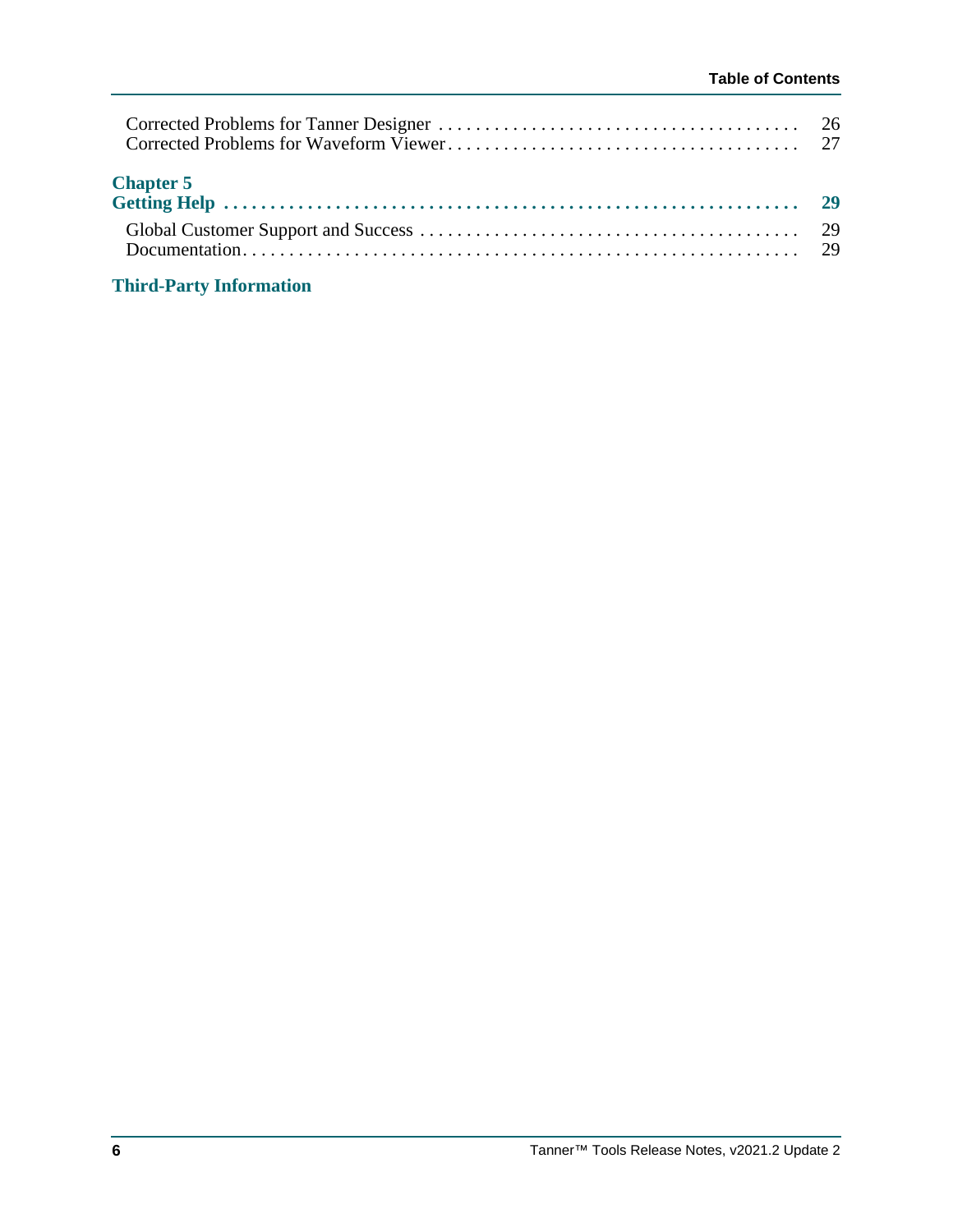Corrected Problems for Tanner Designer . . . . . . . . . . . . . . . . . . . . . . . . . . . . . . . . . . . . . . 26
Corrected Problems for Waveform Viewer . . . . . . . . . . . . . . . . . . . . . . . . . . . . . . . . . . . . . . 27

**Chapter 5**
**Getting Help . . . . . . . . . . . . . . . . . . . . . . . . . . . . . . . . . . . . . . . . . . . . . . . . . . . . . . . . . . . 29**

Global Customer Support and Success . . . . . . . . . . . . . . . . . . . . . . . . . . . . . . . . . . . . . . . . 29
Documentation. . . . . . . . . . . . . . . . . . . . . . . . . . . . . . . . . . . . . . . . . . . . . . . . . . . . . . . . . . . . 29

**Third-Party Information**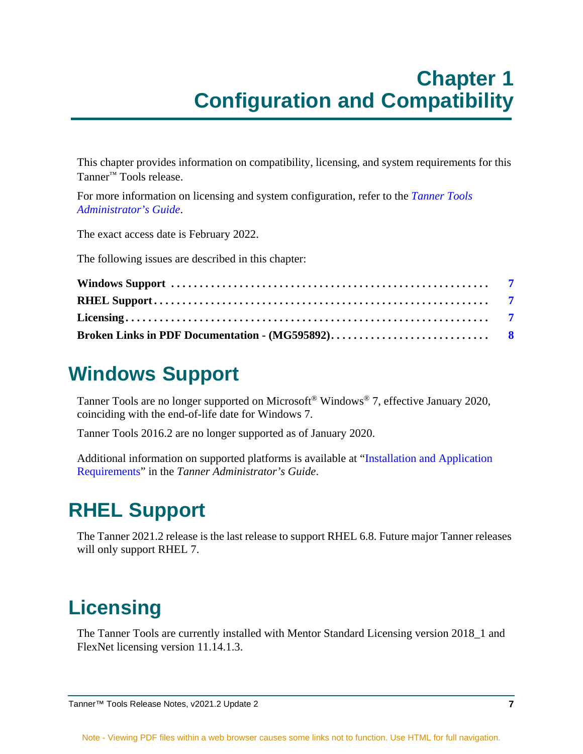# Chapter 1
# Configuration and Compatibility

This chapter provides information on compatibility, licensing, and system requirements for this Tanner™ Tools release.

For more information on licensing and system configuration, refer to the *Tanner Tools Administrator's Guide*.

The exact access date is February 2022.

The following issues are described in this chapter:

**Windows Support** . . . . . . . . . . . . . . . . . . . . . . . . . . . . . . . . . . . . . . . . . . . . . . . . . . . . . . . 7
**RHEL Support** . . . . . . . . . . . . . . . . . . . . . . . . . . . . . . . . . . . . . . . . . . . . . . . . . . . . . . . . 7
**Licensing** . . . . . . . . . . . . . . . . . . . . . . . . . . . . . . . . . . . . . . . . . . . . . . . . . . . . . . . . . . . . 7
**Broken Links in PDF Documentation - (MG595892)** . . . . . . . . . . . . . . . . . . . . . . . . . . . . 8

## Windows Support

Tanner Tools are no longer supported on Microsoft® Windows® 7, effective January 2020, coinciding with the end-of-life date for Windows 7.

Tanner Tools 2016.2 are no longer supported as of January 2020.

Additional information on supported platforms is available at "Installation and Application Requirements" in the *Tanner Administrator's Guide*.

## RHEL Support

The Tanner 2021.2 release is the last release to support RHEL 6.8. Future major Tanner releases will only support RHEL 7.

## Licensing

The Tanner Tools are currently installed with Mentor Standard Licensing version 2018_1 and FlexNet licensing version 11.14.1.3.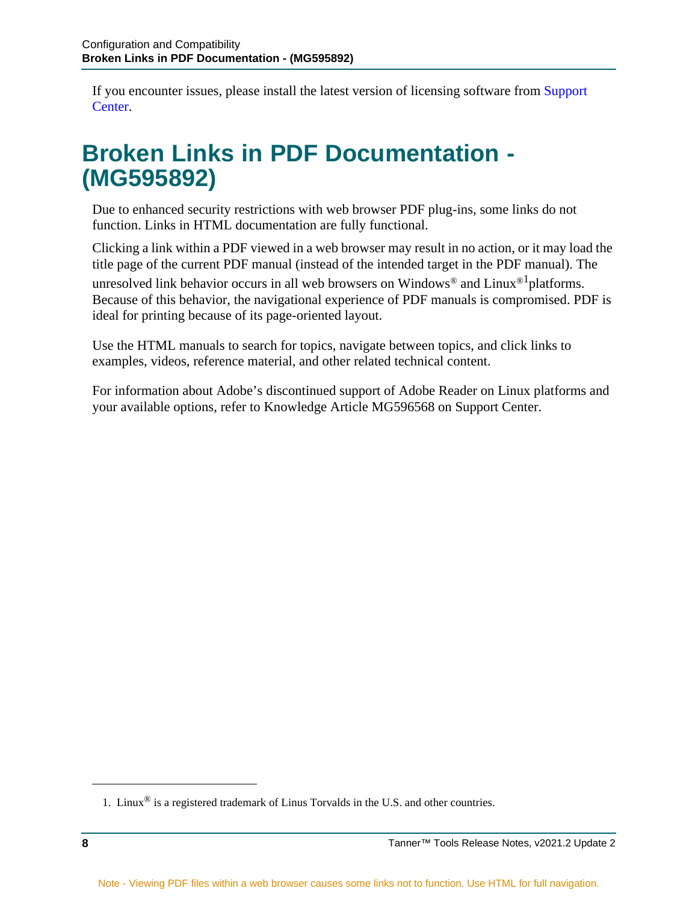If you encounter issues, please install the latest version of licensing software from Support Center.

# Broken Links in PDF Documentation - (MG595892)

Due to enhanced security restrictions with web browser PDF plug-ins, some links do not function. Links in HTML documentation are fully functional.

Clicking a link within a PDF viewed in a web browser may result in no action, or it may load the title page of the current PDF manual (instead of the intended target in the PDF manual). The unresolved link behavior occurs in all web browsers on Windows® and Linux®[1] platforms. Because of this behavior, the navigational experience of PDF manuals is compromised. PDF is ideal for printing because of its page-oriented layout.

Use the HTML manuals to search for topics, navigate between topics, and click links to examples, videos, reference material, and other related technical content.

For information about Adobe's discontinued support of Adobe Reader on Linux platforms and your available options, refer to Knowledge Article MG596568 on Support Center.

---

1. Linux® is a registered trademark of Linus Torvalds in the U.S. and other countries.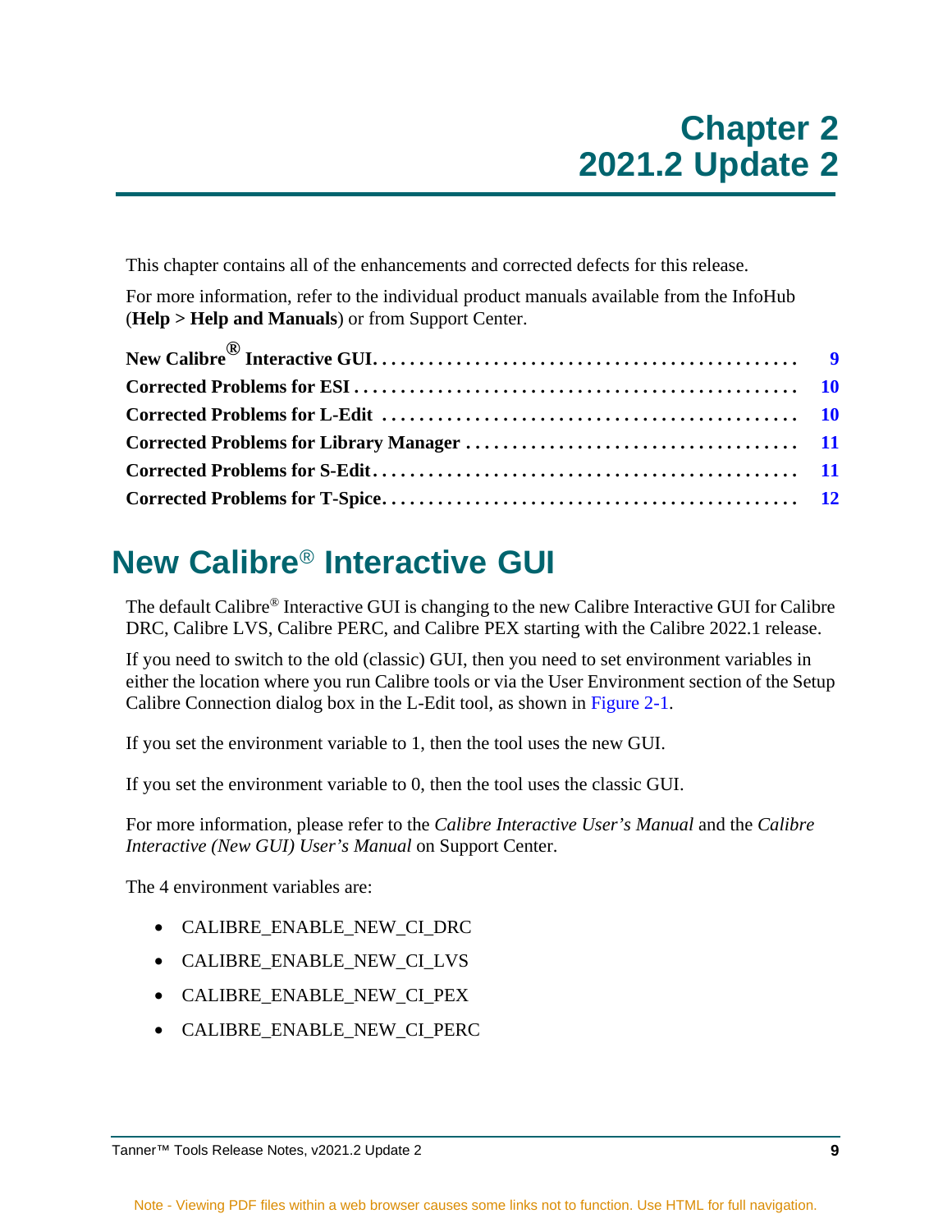# Chapter 2
# 2021.2 Update 2

This chapter contains all of the enhancements and corrected defects for this release.

For more information, refer to the individual product manuals available from the InfoHub (**Help > Help and Manuals**) or from Support Center.

| | |
|---|---|
| **New Calibre® Interactive GUI** | **9** |
| **Corrected Problems for ESI** | **10** |
| **Corrected Problems for L-Edit** | **10** |
| **Corrected Problems for Library Manager** | **11** |
| **Corrected Problems for S-Edit** | **11** |
| **Corrected Problems for T-Spice** | **12** |

## New Calibre® Interactive GUI

The default Calibre® Interactive GUI is changing to the new Calibre Interactive GUI for Calibre DRC, Calibre LVS, Calibre PERC, and Calibre PEX starting with the Calibre 2022.1 release.

If you need to switch to the old (classic) GUI, then you need to set environment variables in either the location where you run Calibre tools or via the User Environment section of the Setup Calibre Connection dialog box in the L-Edit tool, as shown in Figure 2-1.

If you set the environment variable to 1, then the tool uses the new GUI.

If you set the environment variable to 0, then the tool uses the classic GUI.

For more information, please refer to the *Calibre Interactive User's Manual* and the *Calibre Interactive (New GUI) User's Manual* on Support Center.

The 4 environment variables are:

- CALIBRE_ENABLE_NEW_CI_DRC
- CALIBRE_ENABLE_NEW_CI_LVS
- CALIBRE_ENABLE_NEW_CI_PEX
- CALIBRE_ENABLE_NEW_CI_PERC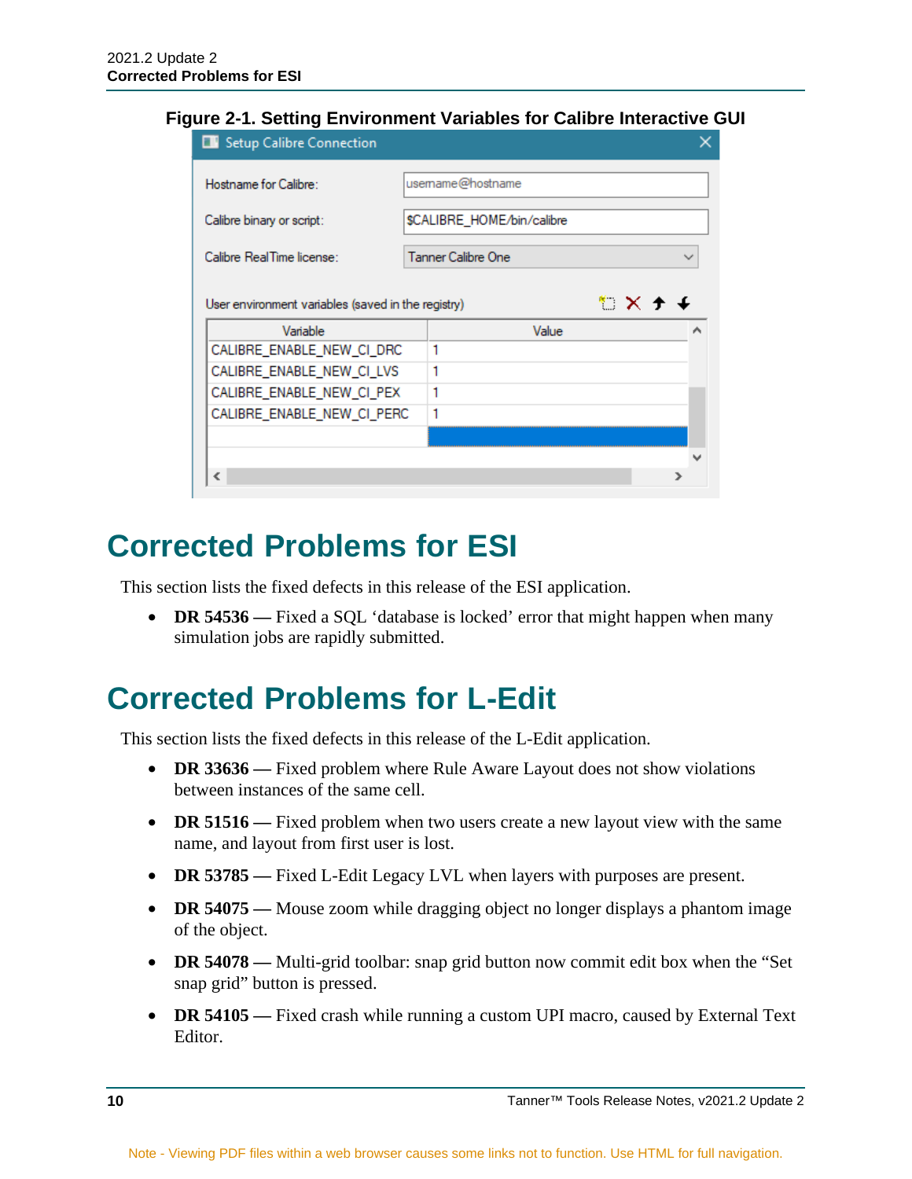**Figure 2-1. Setting Environment Variables for Calibre Interactive GUI**

# Corrected Problems for ESI

This section lists the fixed defects in this release of the ESI application.

- **DR 54536 —** Fixed a SQL 'database is locked' error that might happen when many simulation jobs are rapidly submitted.

# Corrected Problems for L-Edit

This section lists the fixed defects in this release of the L-Edit application.

- **DR 33636 —** Fixed problem where Rule Aware Layout does not show violations between instances of the same cell.
- **DR 51516 —** Fixed problem when two users create a new layout view with the same name, and layout from first user is lost.
- **DR 53785 —** Fixed L-Edit Legacy LVL when layers with purposes are present.
- **DR 54075 —** Mouse zoom while dragging object no longer displays a phantom image of the object.
- **DR 54078 —** Multi-grid toolbar: snap grid button now commit edit box when the "Set snap grid" button is pressed.
- **DR 54105 —** Fixed crash while running a custom UPI macro, caused by External Text Editor.

Note - Viewing PDF files within a web browser causes some links not to function. Use HTML for full navigation.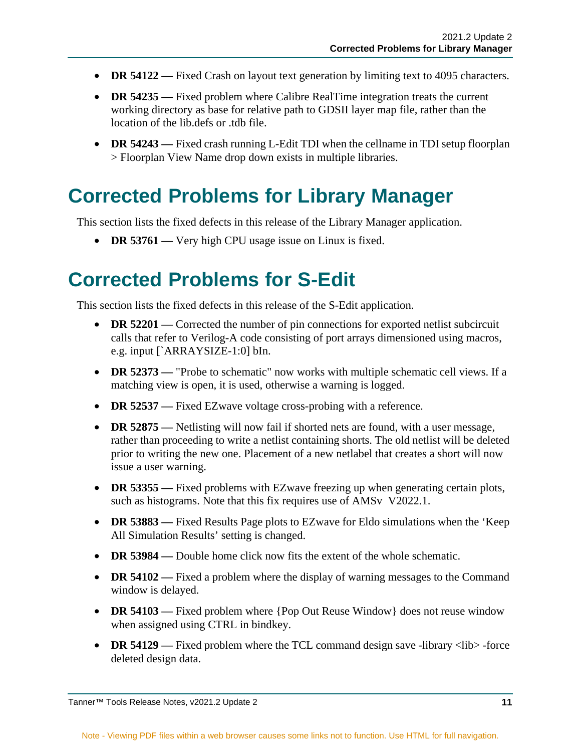- **DR 54122 —** Fixed Crash on layout text generation by limiting text to 4095 characters.
- **DR 54235 —** Fixed problem where Calibre RealTime integration treats the current working directory as base for relative path to GDSII layer map file, rather than the location of the lib.defs or .tdb file.
- **DR 54243 —** Fixed crash running L-Edit TDI when the cellname in TDI setup floorplan > Floorplan View Name drop down exists in multiple libraries.

# Corrected Problems for Library Manager

This section lists the fixed defects in this release of the Library Manager application.

- **DR 53761 —** Very high CPU usage issue on Linux is fixed.

# Corrected Problems for S-Edit

This section lists the fixed defects in this release of the S-Edit application.

- **DR 52201 —** Corrected the number of pin connections for exported netlist subcircuit calls that refer to Verilog-A code consisting of port arrays dimensioned using macros, e.g. input [`ARRAYSIZE-1:0] bIn.
- **DR 52373 —** "Probe to schematic" now works with multiple schematic cell views. If a matching view is open, it is used, otherwise a warning is logged.
- **DR 52537 —** Fixed EZwave voltage cross-probing with a reference.
- **DR 52875 —** Netlisting will now fail if shorted nets are found, with a user message, rather than proceeding to write a netlist containing shorts. The old netlist will be deleted prior to writing the new one. Placement of a new netlabel that creates a short will now issue a user warning.
- **DR 53355 —** Fixed problems with EZwave freezing up when generating certain plots, such as histograms. Note that this fix requires use of AMSv V2022.1.
- **DR 53883 —** Fixed Results Page plots to EZwave for Eldo simulations when the 'Keep All Simulation Results' setting is changed.
- **DR 53984 —** Double home click now fits the extent of the whole schematic.
- **DR 54102 —** Fixed a problem where the display of warning messages to the Command window is delayed.
- **DR 54103 —** Fixed problem where {Pop Out Reuse Window} does not reuse window when assigned using CTRL in bindkey.
- **DR 54129 —** Fixed problem where the TCL command design save -library <lib> -force deleted design data.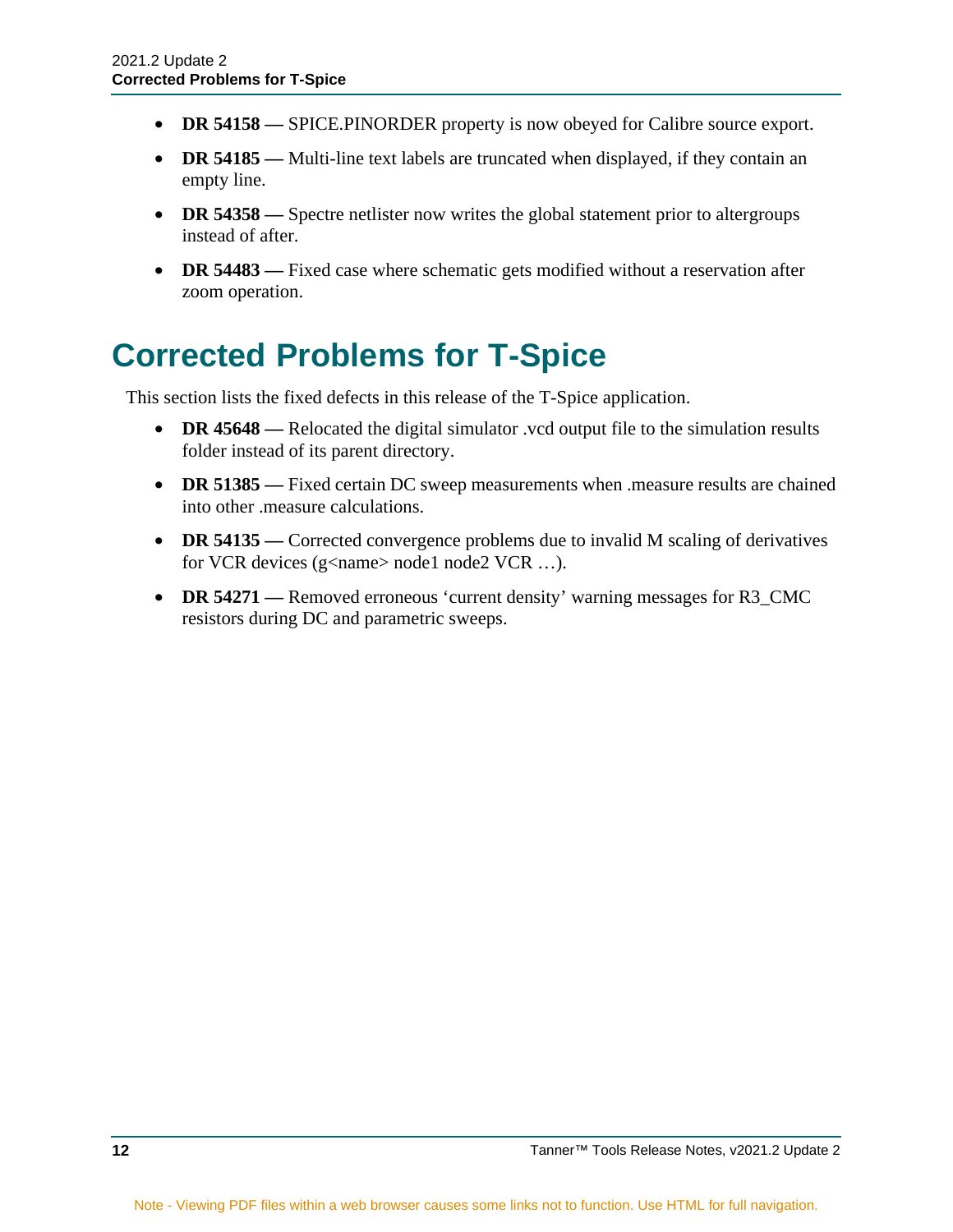- **DR 54158 —** SPICE.PINORDER property is now obeyed for Calibre source export.
- **DR 54185 —** Multi-line text labels are truncated when displayed, if they contain an empty line.
- **DR 54358 —** Spectre netlister now writes the global statement prior to altergroups instead of after.
- **DR 54483 —** Fixed case where schematic gets modified without a reservation after zoom operation.

# Corrected Problems for T-Spice

This section lists the fixed defects in this release of the T-Spice application.

- **DR 45648 —** Relocated the digital simulator .vcd output file to the simulation results folder instead of its parent directory.
- **DR 51385 —** Fixed certain DC sweep measurements when .measure results are chained into other .measure calculations.
- **DR 54135 —** Corrected convergence problems due to invalid M scaling of derivatives for VCR devices (g<name> node1 node2 VCR …).
- **DR 54271 —** Removed erroneous 'current density' warning messages for R3_CMC resistors during DC and parametric sweeps.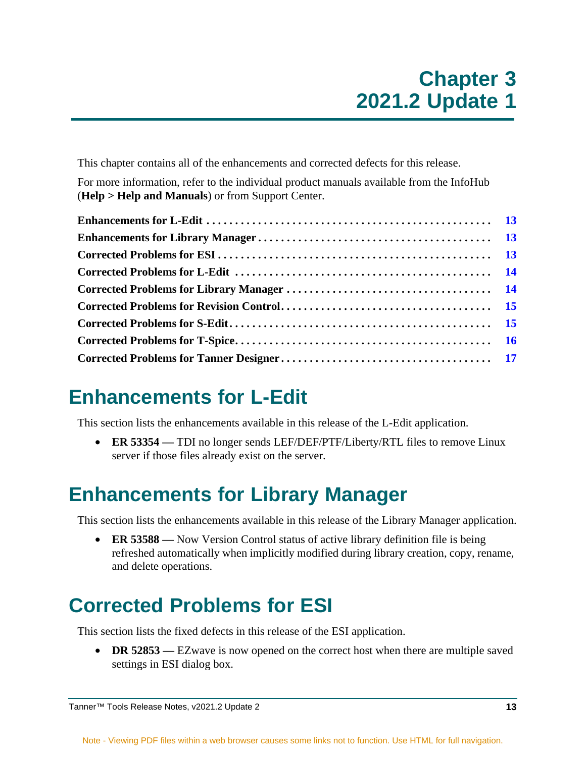# Chapter 3
# 2021.2 Update 1

This chapter contains all of the enhancements and corrected defects for this release.

For more information, refer to the individual product manuals available from the InfoHub (**Help > Help and Manuals**) or from Support Center.

**Enhancements for L-Edit** . . . . . . . . . . . . . . . . . . . . . . . . . . . . . . . . . . . . . . . . . . . . . . . . . . 13
**Enhancements for Library Manager** . . . . . . . . . . . . . . . . . . . . . . . . . . . . . . . . . . . . . . . . . 13
**Corrected Problems for ESI** . . . . . . . . . . . . . . . . . . . . . . . . . . . . . . . . . . . . . . . . . . . . . . . . 13
**Corrected Problems for L-Edit** . . . . . . . . . . . . . . . . . . . . . . . . . . . . . . . . . . . . . . . . . . . . . 14
**Corrected Problems for Library Manager** . . . . . . . . . . . . . . . . . . . . . . . . . . . . . . . . . . . . 14
**Corrected Problems for Revision Control** . . . . . . . . . . . . . . . . . . . . . . . . . . . . . . . . . . . . 15
**Corrected Problems for S-Edit** . . . . . . . . . . . . . . . . . . . . . . . . . . . . . . . . . . . . . . . . . . . . . 15
**Corrected Problems for T-Spice** . . . . . . . . . . . . . . . . . . . . . . . . . . . . . . . . . . . . . . . . . . . . 16
**Corrected Problems for Tanner Designer** . . . . . . . . . . . . . . . . . . . . . . . . . . . . . . . . . . . . . 17

## Enhancements for L-Edit

This section lists the enhancements available in this release of the L-Edit application.

- **ER 53354 —** TDI no longer sends LEF/DEF/PTF/Liberty/RTL files to remove Linux server if those files already exist on the server.

## Enhancements for Library Manager

This section lists the enhancements available in this release of the Library Manager application.

- **ER 53588 —** Now Version Control status of active library definition file is being refreshed automatically when implicitly modified during library creation, copy, rename, and delete operations.

## Corrected Problems for ESI

This section lists the fixed defects in this release of the ESI application.

- **DR 52853 —** EZwave is now opened on the correct host when there are multiple saved settings in ESI dialog box.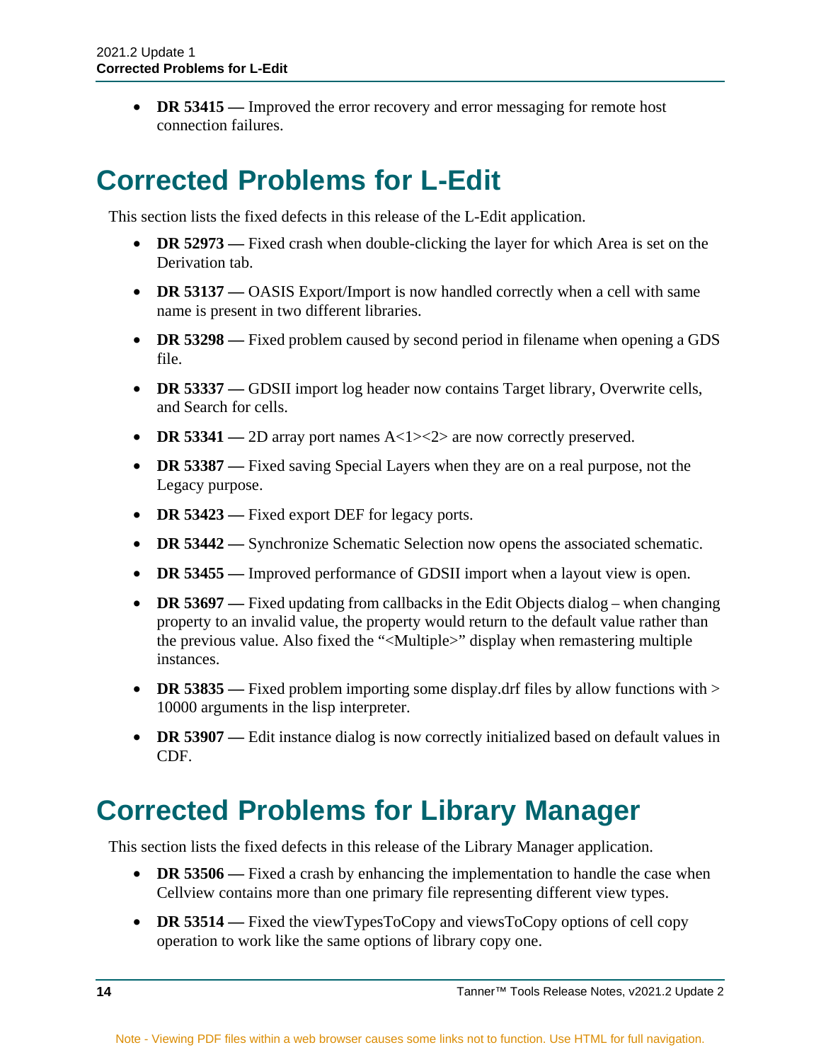- **DR 53415 —** Improved the error recovery and error messaging for remote host connection failures.

# Corrected Problems for L-Edit

This section lists the fixed defects in this release of the L-Edit application.

- **DR 52973 —** Fixed crash when double-clicking the layer for which Area is set on the Derivation tab.
- **DR 53137 —** OASIS Export/Import is now handled correctly when a cell with same name is present in two different libraries.
- **DR 53298 —** Fixed problem caused by second period in filename when opening a GDS file.
- **DR 53337 —** GDSII import log header now contains Target library, Overwrite cells, and Search for cells.
- **DR 53341 —** 2D array port names A<1><2> are now correctly preserved.
- **DR 53387 —** Fixed saving Special Layers when they are on a real purpose, not the Legacy purpose.
- **DR 53423 —** Fixed export DEF for legacy ports.
- **DR 53442 —** Synchronize Schematic Selection now opens the associated schematic.
- **DR 53455 —** Improved performance of GDSII import when a layout view is open.
- **DR 53697 —** Fixed updating from callbacks in the Edit Objects dialog – when changing property to an invalid value, the property would return to the default value rather than the previous value. Also fixed the "<Multiple>" display when remastering multiple instances.
- **DR 53835 —** Fixed problem importing some display.drf files by allow functions with > 10000 arguments in the lisp interpreter.
- **DR 53907 —** Edit instance dialog is now correctly initialized based on default values in CDF.

# Corrected Problems for Library Manager

This section lists the fixed defects in this release of the Library Manager application.

- **DR 53506 —** Fixed a crash by enhancing the implementation to handle the case when Cellview contains more than one primary file representing different view types.
- **DR 53514 —** Fixed the viewTypesToCopy and viewsToCopy options of cell copy operation to work like the same options of library copy one.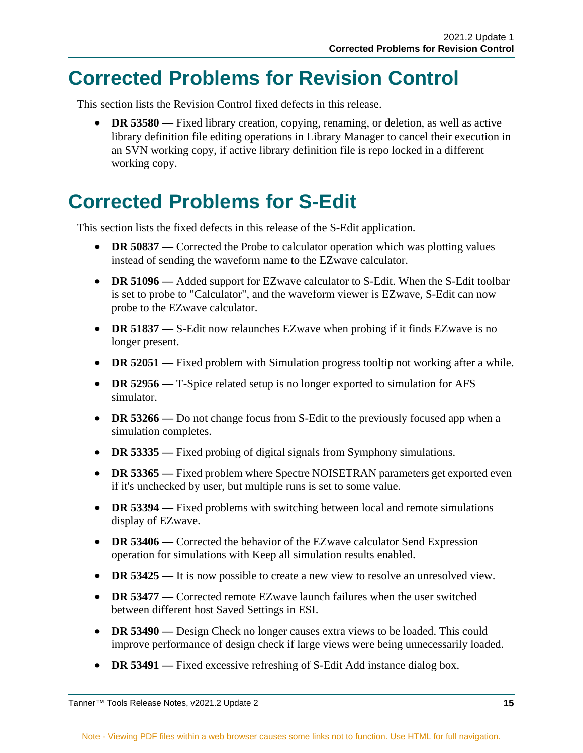# Corrected Problems for Revision Control

This section lists the Revision Control fixed defects in this release.

- **DR 53580 —** Fixed library creation, copying, renaming, or deletion, as well as active library definition file editing operations in Library Manager to cancel their execution in an SVN working copy, if active library definition file is repo locked in a different working copy.

# Corrected Problems for S-Edit

This section lists the fixed defects in this release of the S-Edit application.

- **DR 50837 —** Corrected the Probe to calculator operation which was plotting values instead of sending the waveform name to the EZwave calculator.
- **DR 51096 —** Added support for EZwave calculator to S-Edit. When the S-Edit toolbar is set to probe to "Calculator", and the waveform viewer is EZwave, S-Edit can now probe to the EZwave calculator.
- **DR 51837 —** S-Edit now relaunches EZwave when probing if it finds EZwave is no longer present.
- **DR 52051 —** Fixed problem with Simulation progress tooltip not working after a while.
- **DR 52956 —** T-Spice related setup is no longer exported to simulation for AFS simulator.
- **DR 53266 —** Do not change focus from S-Edit to the previously focused app when a simulation completes.
- **DR 53335 —** Fixed probing of digital signals from Symphony simulations.
- **DR 53365 —** Fixed problem where Spectre NOISETRAN parameters get exported even if it's unchecked by user, but multiple runs is set to some value.
- **DR 53394 —** Fixed problems with switching between local and remote simulations display of EZwave.
- **DR 53406 —** Corrected the behavior of the EZwave calculator Send Expression operation for simulations with Keep all simulation results enabled.
- **DR 53425 —** It is now possible to create a new view to resolve an unresolved view.
- **DR 53477 —** Corrected remote EZwave launch failures when the user switched between different host Saved Settings in ESI.
- **DR 53490 —** Design Check no longer causes extra views to be loaded. This could improve performance of design check if large views were being unnecessarily loaded.
- **DR 53491 —** Fixed excessive refreshing of S-Edit Add instance dialog box.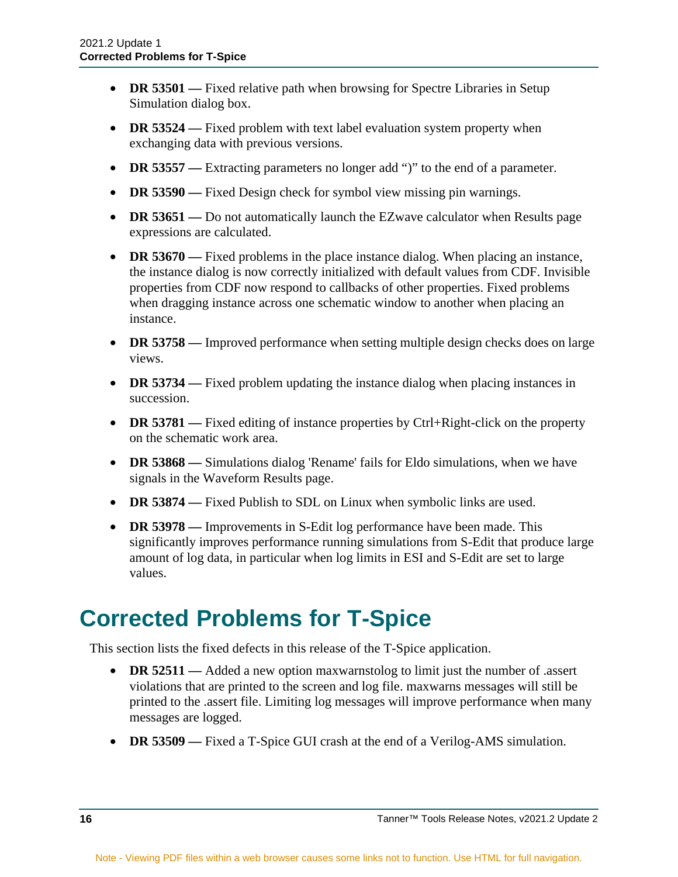- **DR 53501 —** Fixed relative path when browsing for Spectre Libraries in Setup Simulation dialog box.
- **DR 53524 —** Fixed problem with text label evaluation system property when exchanging data with previous versions.
- **DR 53557 —** Extracting parameters no longer add ")" to the end of a parameter.
- **DR 53590 —** Fixed Design check for symbol view missing pin warnings.
- **DR 53651 —** Do not automatically launch the EZwave calculator when Results page expressions are calculated.
- **DR 53670 —** Fixed problems in the place instance dialog. When placing an instance, the instance dialog is now correctly initialized with default values from CDF. Invisible properties from CDF now respond to callbacks of other properties. Fixed problems when dragging instance across one schematic window to another when placing an instance.
- **DR 53758 —** Improved performance when setting multiple design checks does on large views.
- **DR 53734 —** Fixed problem updating the instance dialog when placing instances in succession.
- **DR 53781 —** Fixed editing of instance properties by Ctrl+Right-click on the property on the schematic work area.
- **DR 53868 —** Simulations dialog 'Rename' fails for Eldo simulations, when we have signals in the Waveform Results page.
- **DR 53874 —** Fixed Publish to SDL on Linux when symbolic links are used.
- **DR 53978 —** Improvements in S-Edit log performance have been made. This significantly improves performance running simulations from S-Edit that produce large amount of log data, in particular when log limits in ESI and S-Edit are set to large values.

# Corrected Problems for T-Spice

This section lists the fixed defects in this release of the T-Spice application.

- **DR 52511 —** Added a new option maxwarnstolog to limit just the number of .assert violations that are printed to the screen and log file. maxwarns messages will still be printed to the .assert file. Limiting log messages will improve performance when many messages are logged.
- **DR 53509 —** Fixed a T-Spice GUI crash at the end of a Verilog-AMS simulation.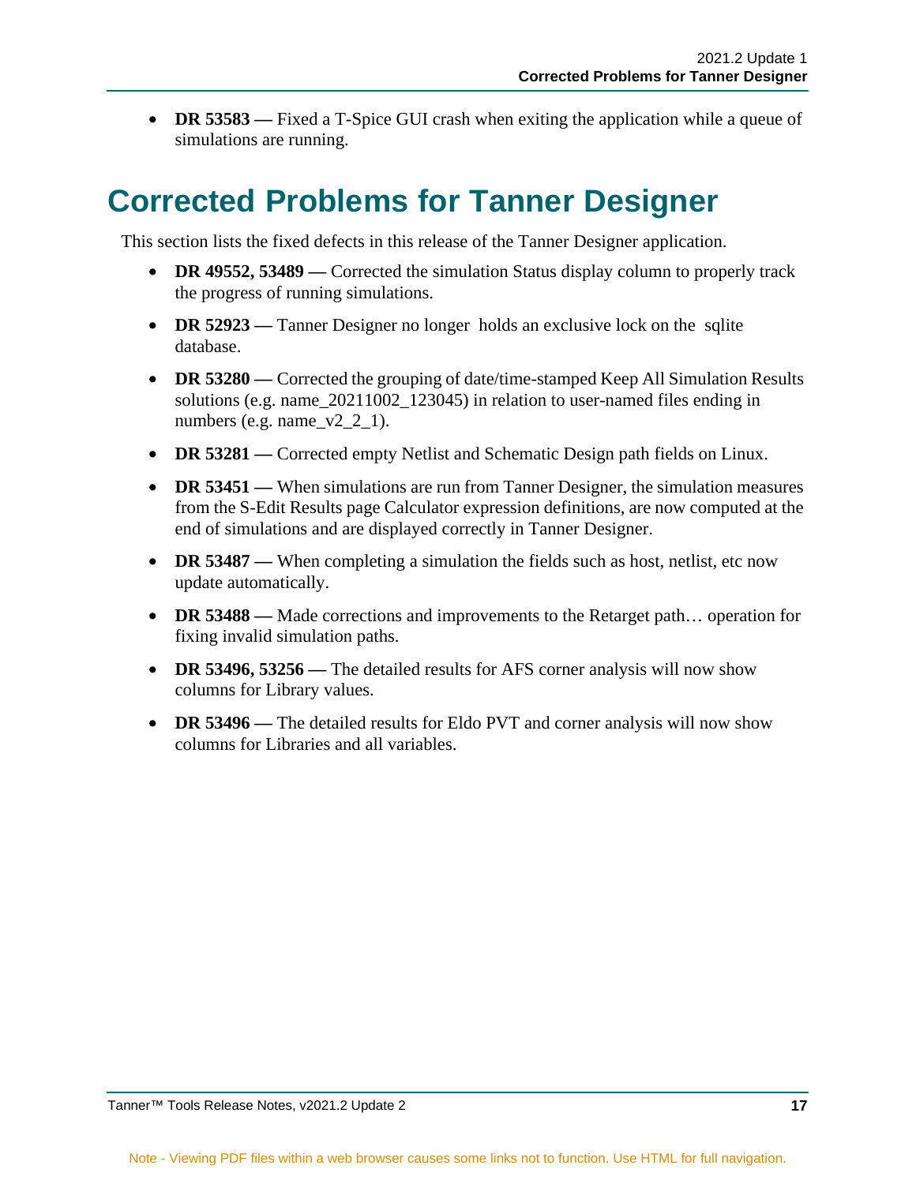- **DR 53583 —** Fixed a T-Spice GUI crash when exiting the application while a queue of simulations are running.

# Corrected Problems for Tanner Designer

This section lists the fixed defects in this release of the Tanner Designer application.

- **DR 49552, 53489 —** Corrected the simulation Status display column to properly track the progress of running simulations.
- **DR 52923 —** Tanner Designer no longer holds an exclusive lock on the sqlite database.
- **DR 53280 —** Corrected the grouping of date/time-stamped Keep All Simulation Results solutions (e.g. name_20211002_123045) in relation to user-named files ending in numbers (e.g. name_v2_2_1).
- **DR 53281 —** Corrected empty Netlist and Schematic Design path fields on Linux.
- **DR 53451 —** When simulations are run from Tanner Designer, the simulation measures from the S-Edit Results page Calculator expression definitions, are now computed at the end of simulations and are displayed correctly in Tanner Designer.
- **DR 53487 —** When completing a simulation the fields such as host, netlist, etc now update automatically.
- **DR 53488 —** Made corrections and improvements to the Retarget path… operation for fixing invalid simulation paths.
- **DR 53496, 53256 —** The detailed results for AFS corner analysis will now show columns for Library values.
- **DR 53496 —** The detailed results for Eldo PVT and corner analysis will now show columns for Libraries and all variables.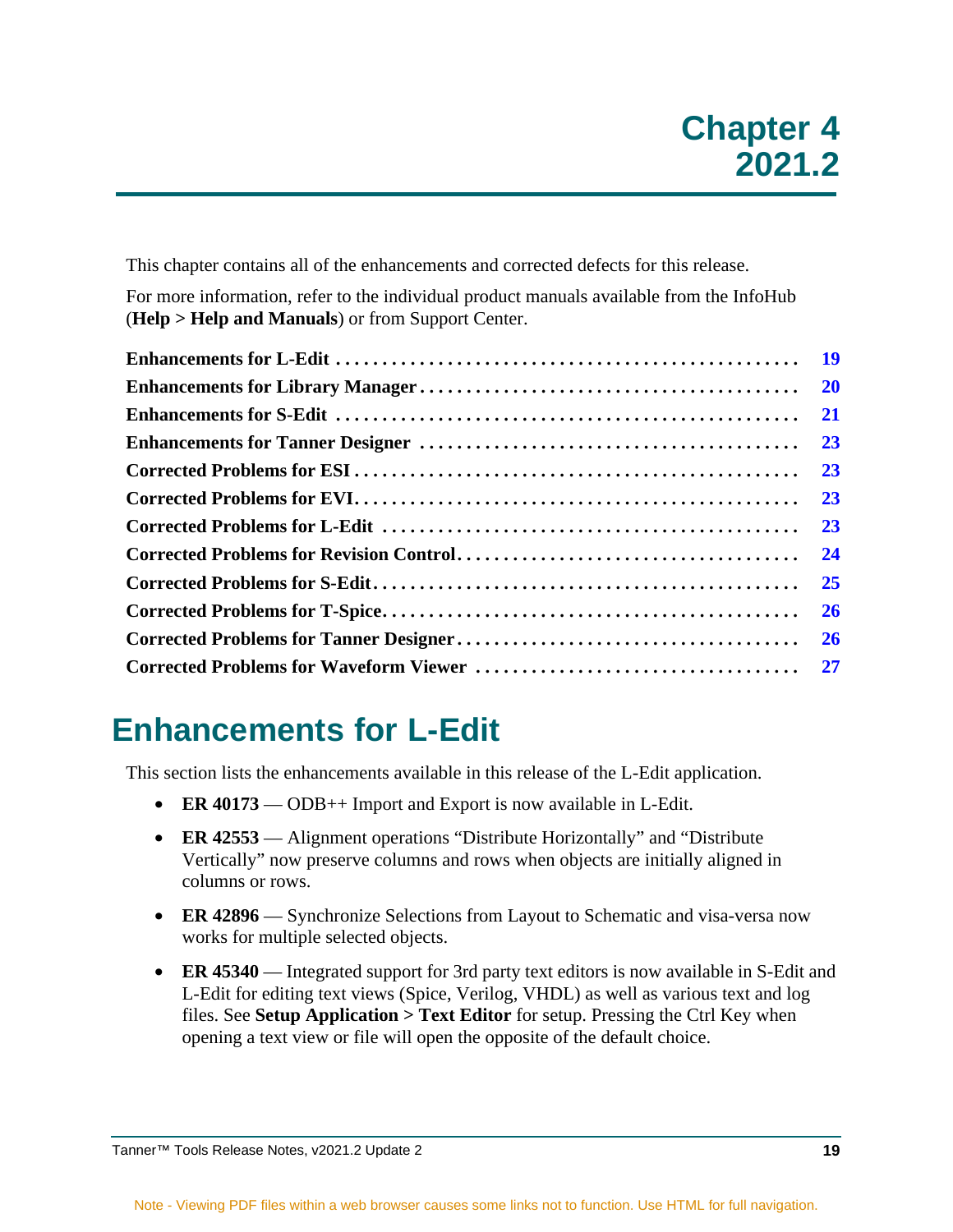# Chapter 4
# 2021.2

This chapter contains all of the enhancements and corrected defects for this release.

For more information, refer to the individual product manuals available from the InfoHub (**Help > Help and Manuals**) or from Support Center.

| | |
|---|---|
| **Enhancements for L-Edit** | **19** |
| **Enhancements for Library Manager** | **20** |
| **Enhancements for S-Edit** | **21** |
| **Enhancements for Tanner Designer** | **23** |
| **Corrected Problems for ESI** | **23** |
| **Corrected Problems for EVI** | **23** |
| **Corrected Problems for L-Edit** | **23** |
| **Corrected Problems for Revision Control** | **24** |
| **Corrected Problems for S-Edit** | **25** |
| **Corrected Problems for T-Spice** | **26** |
| **Corrected Problems for Tanner Designer** | **26** |
| **Corrected Problems for Waveform Viewer** | **27** |

## Enhancements for L-Edit

This section lists the enhancements available in this release of the L-Edit application.

- **ER 40173** — ODB++ Import and Export is now available in L-Edit.
- **ER 42553** — Alignment operations “Distribute Horizontally” and “Distribute Vertically” now preserve columns and rows when objects are initially aligned in columns or rows.
- **ER 42896** — Synchronize Selections from Layout to Schematic and visa-versa now works for multiple selected objects.
- **ER 45340** — Integrated support for 3rd party text editors is now available in S-Edit and L-Edit for editing text views (Spice, Verilog, VHDL) as well as various text and log files. See **Setup Application > Text Editor** for setup. Pressing the Ctrl Key when opening a text view or file will open the opposite of the default choice.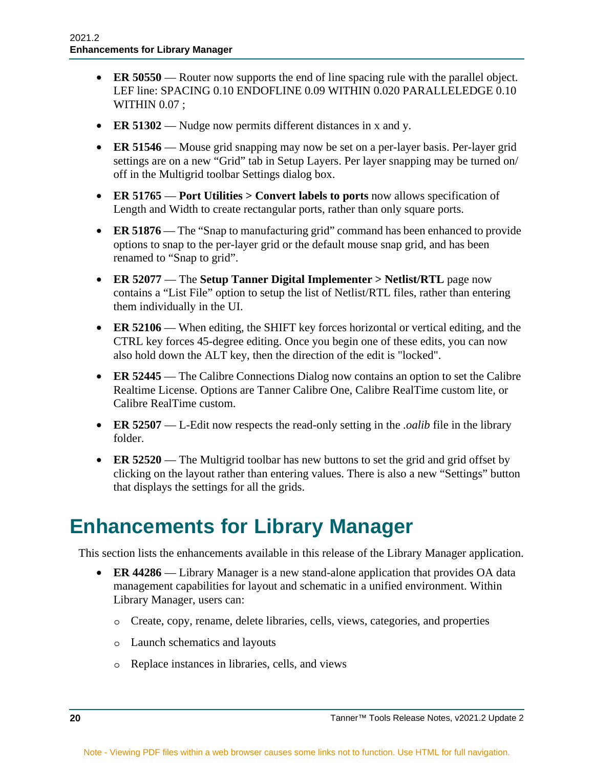- **ER 50550** — Router now supports the end of line spacing rule with the parallel object. LEF line: SPACING 0.10 ENDOFLINE 0.09 WITHIN 0.020 PARALLELEDGE 0.10 WITHIN 0.07 ;
- **ER 51302** — Nudge now permits different distances in x and y.
- **ER 51546** — Mouse grid snapping may now be set on a per-layer basis. Per-layer grid settings are on a new "Grid" tab in Setup Layers. Per layer snapping may be turned on/off in the Multigrid toolbar Settings dialog box.
- **ER 51765** — **Port Utilities > Convert labels to ports** now allows specification of Length and Width to create rectangular ports, rather than only square ports.
- **ER 51876** — The "Snap to manufacturing grid" command has been enhanced to provide options to snap to the per-layer grid or the default mouse snap grid, and has been renamed to "Snap to grid".
- **ER 52077** — The **Setup Tanner Digital Implementer > Netlist/RTL** page now contains a "List File" option to setup the list of Netlist/RTL files, rather than entering them individually in the UI.
- **ER 52106** — When editing, the SHIFT key forces horizontal or vertical editing, and the CTRL key forces 45-degree editing. Once you begin one of these edits, you can now also hold down the ALT key, then the direction of the edit is "locked".
- **ER 52445** — The Calibre Connections Dialog now contains an option to set the Calibre Realtime License. Options are Tanner Calibre One, Calibre RealTime custom lite, or Calibre RealTime custom.
- **ER 52507** — L-Edit now respects the read-only setting in the *.oalib* file in the library folder.
- **ER 52520** — The Multigrid toolbar has new buttons to set the grid and grid offset by clicking on the layout rather than entering values. There is also a new "Settings" button that displays the settings for all the grids.

# Enhancements for Library Manager

This section lists the enhancements available in this release of the Library Manager application.

- **ER 44286** — Library Manager is a new stand-alone application that provides OA data management capabilities for layout and schematic in a unified environment. Within Library Manager, users can:
  - Create, copy, rename, delete libraries, cells, views, categories, and properties
  - Launch schematics and layouts
  - Replace instances in libraries, cells, and views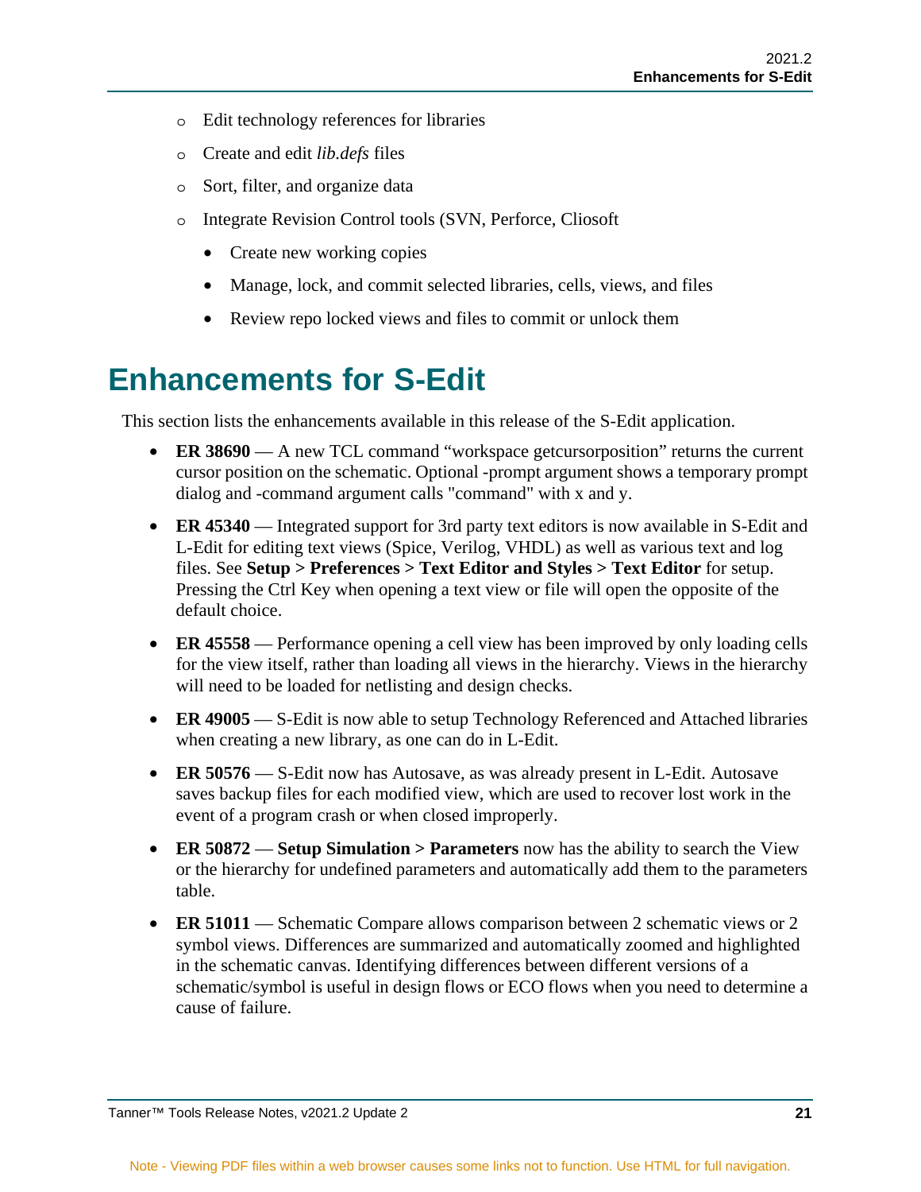- Edit technology references for libraries
- Create and edit *lib.defs* files
- Sort, filter, and organize data
- Integrate Revision Control tools (SVN, Perforce, Cliosoft
  - Create new working copies
  - Manage, lock, and commit selected libraries, cells, views, and files
  - Review repo locked views and files to commit or unlock them

# Enhancements for S-Edit

This section lists the enhancements available in this release of the S-Edit application.

- **ER 38690** — A new TCL command "workspace getcursorposition" returns the current cursor position on the schematic. Optional -prompt argument shows a temporary prompt dialog and -command argument calls "command" with x and y.
- **ER 45340** — Integrated support for 3rd party text editors is now available in S-Edit and L-Edit for editing text views (Spice, Verilog, VHDL) as well as various text and log files. See **Setup > Preferences > Text Editor and Styles > Text Editor** for setup. Pressing the Ctrl Key when opening a text view or file will open the opposite of the default choice.
- **ER 45558** — Performance opening a cell view has been improved by only loading cells for the view itself, rather than loading all views in the hierarchy. Views in the hierarchy will need to be loaded for netlisting and design checks.
- **ER 49005** — S-Edit is now able to setup Technology Referenced and Attached libraries when creating a new library, as one can do in L-Edit.
- **ER 50576** — S-Edit now has Autosave, as was already present in L-Edit. Autosave saves backup files for each modified view, which are used to recover lost work in the event of a program crash or when closed improperly.
- **ER 50872** — **Setup Simulation > Parameters** now has the ability to search the View or the hierarchy for undefined parameters and automatically add them to the parameters table.
- **ER 51011** — Schematic Compare allows comparison between 2 schematic views or 2 symbol views. Differences are summarized and automatically zoomed and highlighted in the schematic canvas. Identifying differences between different versions of a schematic/symbol is useful in design flows or ECO flows when you need to determine a cause of failure.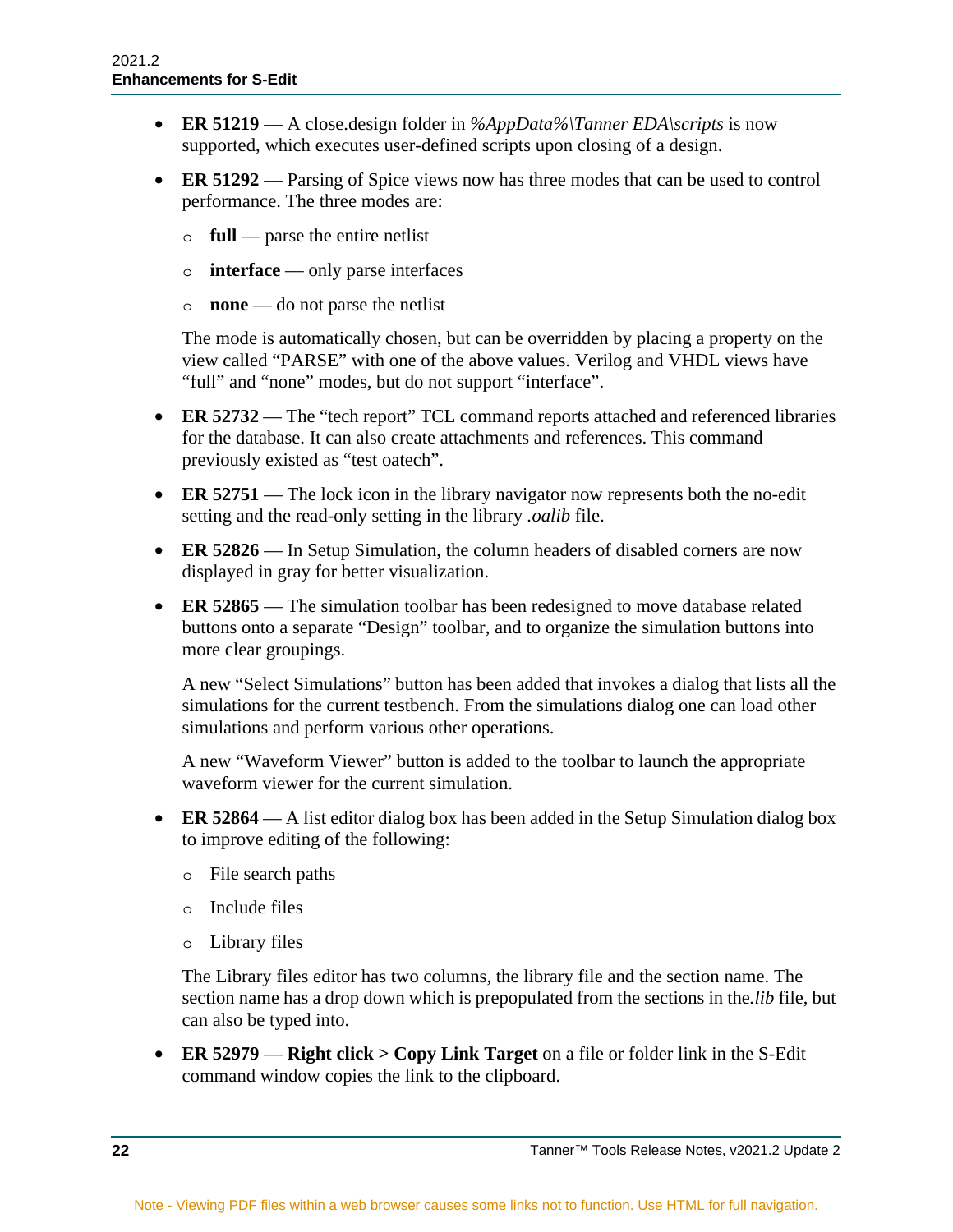- **ER 51219** — A close.design folder in *%AppData%\Tanner EDA\scripts* is now supported, which executes user-defined scripts upon closing of a design.
- **ER 51292** — Parsing of Spice views now has three modes that can be used to control performance. The three modes are:
  - **full** — parse the entire netlist
  - **interface** — only parse interfaces
  - **none** — do not parse the netlist

  The mode is automatically chosen, but can be overridden by placing a property on the view called "PARSE" with one of the above values. Verilog and VHDL views have "full" and "none" modes, but do not support "interface".
- **ER 52732** — The "tech report" TCL command reports attached and referenced libraries for the database. It can also create attachments and references. This command previously existed as "test oatech".
- **ER 52751** — The lock icon in the library navigator now represents both the no-edit setting and the read-only setting in the library *.oalib* file.
- **ER 52826** — In Setup Simulation, the column headers of disabled corners are now displayed in gray for better visualization.
- **ER 52865** — The simulation toolbar has been redesigned to move database related buttons onto a separate "Design" toolbar, and to organize the simulation buttons into more clear groupings.

  A new "Select Simulations" button has been added that invokes a dialog that lists all the simulations for the current testbench. From the simulations dialog one can load other simulations and perform various other operations.

  A new "Waveform Viewer" button is added to the toolbar to launch the appropriate waveform viewer for the current simulation.
- **ER 52864** — A list editor dialog box has been added in the Setup Simulation dialog box to improve editing of the following:
  - File search paths
  - Include files
  - Library files

  The Library files editor has two columns, the library file and the section name. The section name has a drop down which is prepopulated from the sections in the*.lib* file, but can also be typed into.
- **ER 52979** — **Right click > Copy Link Target** on a file or folder link in the S-Edit command window copies the link to the clipboard.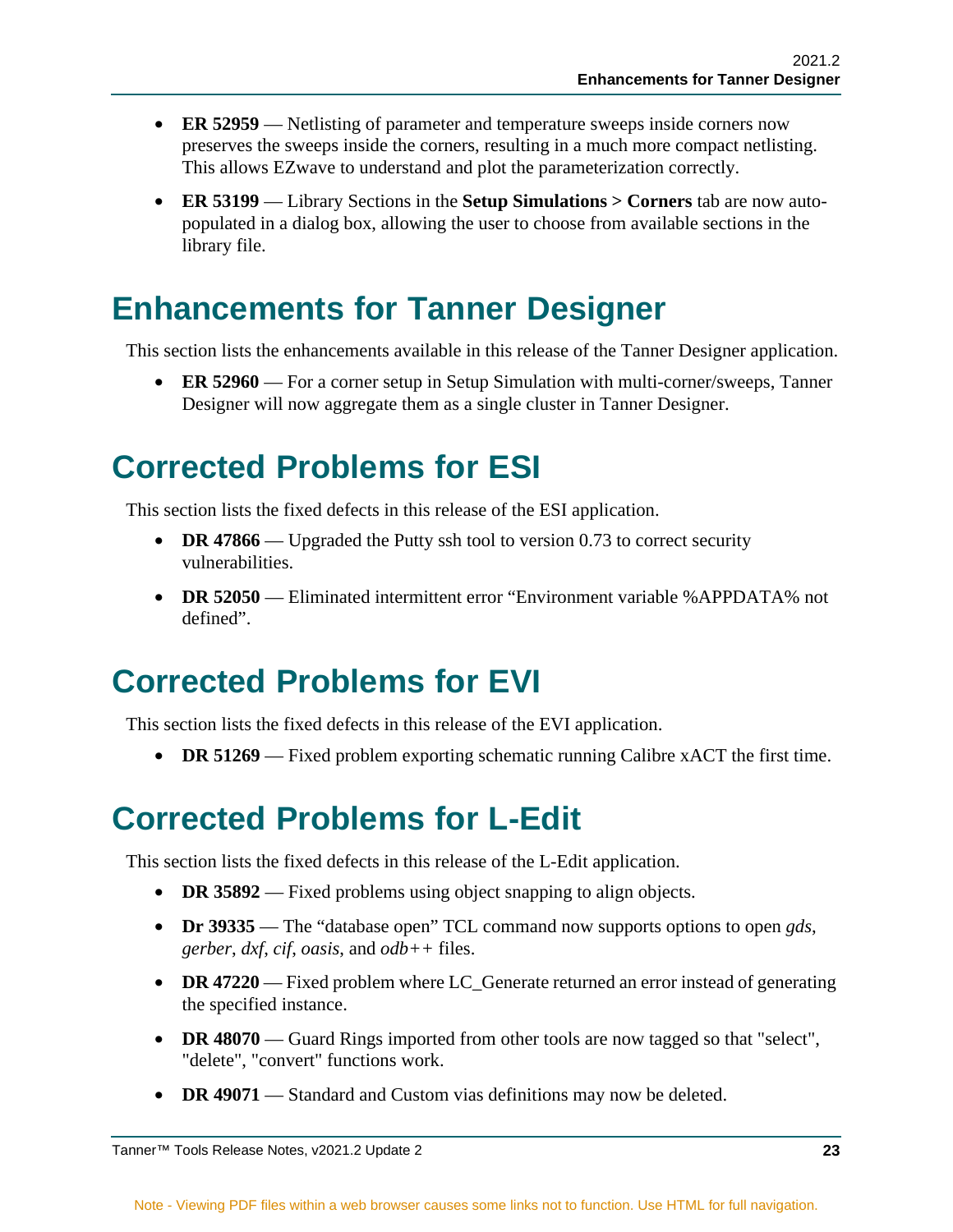- **ER 52959** — Netlisting of parameter and temperature sweeps inside corners now preserves the sweeps inside the corners, resulting in a much more compact netlisting. This allows EZwave to understand and plot the parameterization correctly.
- **ER 53199** — Library Sections in the **Setup Simulations > Corners** tab are now auto-populated in a dialog box, allowing the user to choose from available sections in the library file.

# Enhancements for Tanner Designer

This section lists the enhancements available in this release of the Tanner Designer application.

- **ER 52960** — For a corner setup in Setup Simulation with multi-corner/sweeps, Tanner Designer will now aggregate them as a single cluster in Tanner Designer.

# Corrected Problems for ESI

This section lists the fixed defects in this release of the ESI application.

- **DR 47866** — Upgraded the Putty ssh tool to version 0.73 to correct security vulnerabilities.
- **DR 52050** — Eliminated intermittent error “Environment variable %APPDATA% not defined”.

# Corrected Problems for EVI

This section lists the fixed defects in this release of the EVI application.

- **DR 51269** — Fixed problem exporting schematic running Calibre xACT the first time.

# Corrected Problems for L-Edit

This section lists the fixed defects in this release of the L-Edit application.

- **DR 35892** — Fixed problems using object snapping to align objects.
- **Dr 39335** — The “database open” TCL command now supports options to open *gds*, *gerber*, *dxf*, *cif*, *oasis*, and *odb++* files.
- **DR 47220** — Fixed problem where LC_Generate returned an error instead of generating the specified instance.
- **DR 48070** — Guard Rings imported from other tools are now tagged so that "select", "delete", "convert" functions work.
- **DR 49071** — Standard and Custom vias definitions may now be deleted.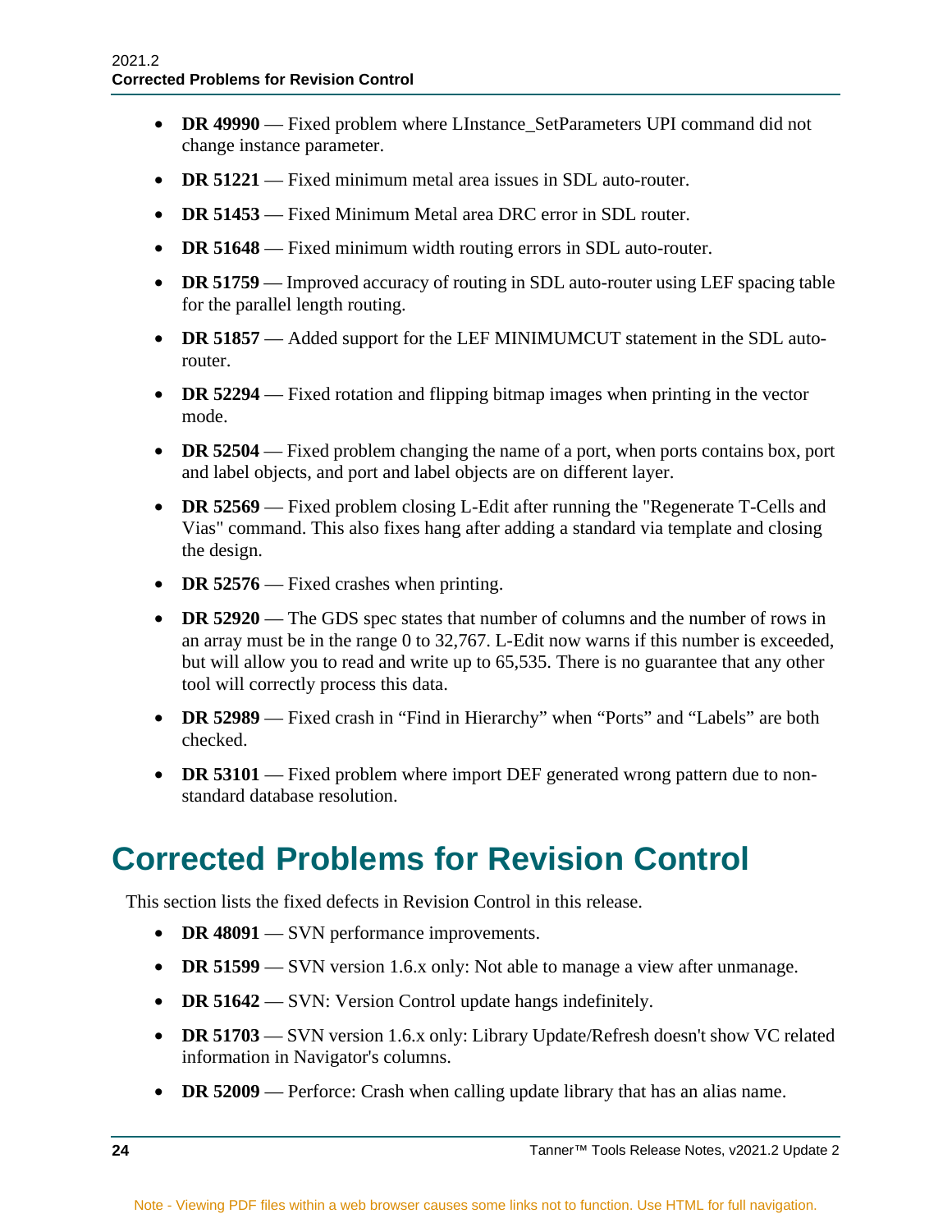- **DR 49990** — Fixed problem where LInstance_SetParameters UPI command did not change instance parameter.
- **DR 51221** — Fixed minimum metal area issues in SDL auto-router.
- **DR 51453** — Fixed Minimum Metal area DRC error in SDL router.
- **DR 51648** — Fixed minimum width routing errors in SDL auto-router.
- **DR 51759** — Improved accuracy of routing in SDL auto-router using LEF spacing table for the parallel length routing.
- **DR 51857** — Added support for the LEF MINIMUMCUT statement in the SDL auto-router.
- **DR 52294** — Fixed rotation and flipping bitmap images when printing in the vector mode.
- **DR 52504** — Fixed problem changing the name of a port, when ports contains box, port and label objects, and port and label objects are on different layer.
- **DR 52569** — Fixed problem closing L-Edit after running the "Regenerate T-Cells and Vias" command. This also fixes hang after adding a standard via template and closing the design.
- **DR 52576** — Fixed crashes when printing.
- **DR 52920** — The GDS spec states that number of columns and the number of rows in an array must be in the range 0 to 32,767. L-Edit now warns if this number is exceeded, but will allow you to read and write up to 65,535. There is no guarantee that any other tool will correctly process this data.
- **DR 52989** — Fixed crash in “Find in Hierarchy” when “Ports” and “Labels” are both checked.
- **DR 53101** — Fixed problem where import DEF generated wrong pattern due to non-standard database resolution.

# Corrected Problems for Revision Control

This section lists the fixed defects in Revision Control in this release.

- **DR 48091** — SVN performance improvements.
- **DR 51599** — SVN version 1.6.x only: Not able to manage a view after unmanage.
- **DR 51642** — SVN: Version Control update hangs indefinitely.
- **DR 51703** — SVN version 1.6.x only: Library Update/Refresh doesn't show VC related information in Navigator's columns.
- **DR 52009** — Perforce: Crash when calling update library that has an alias name.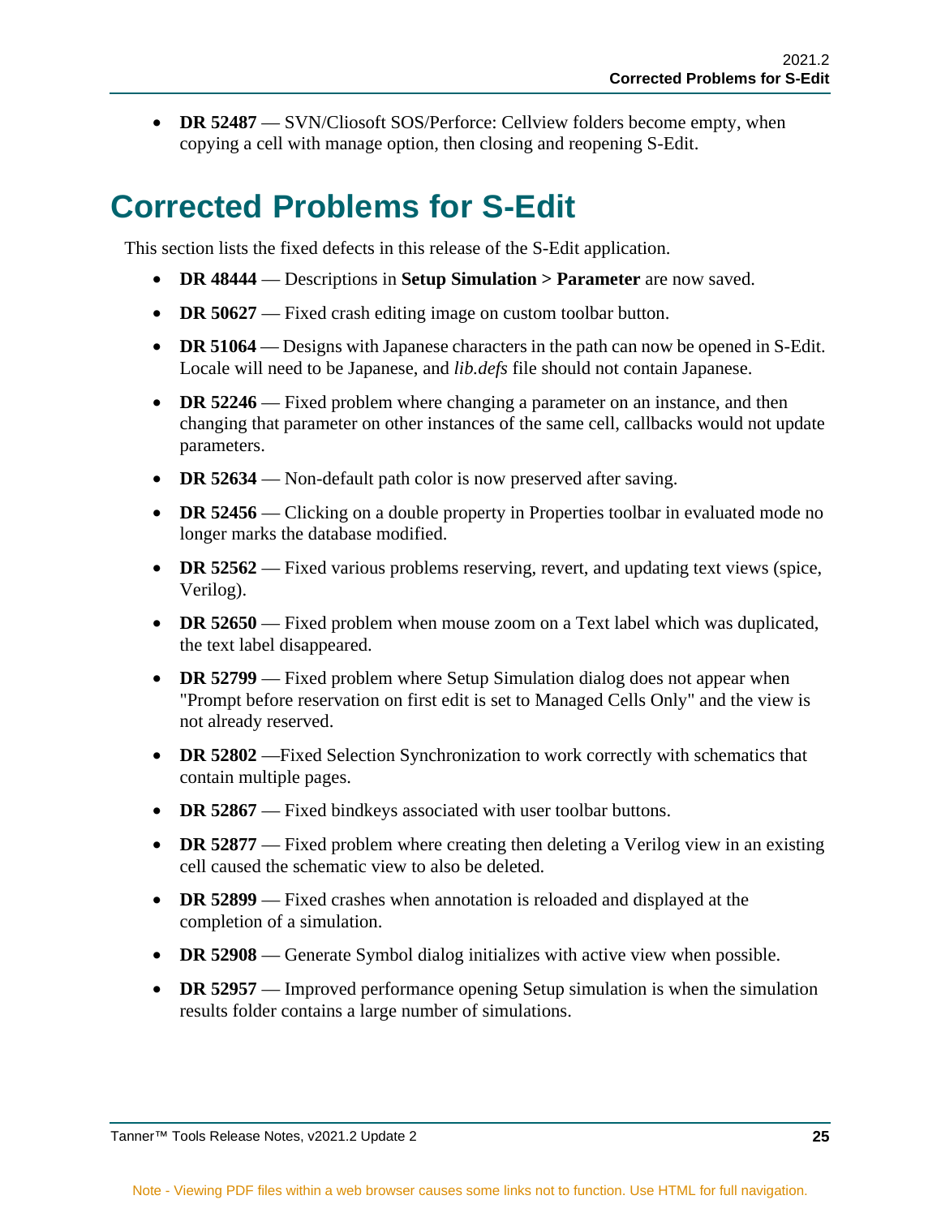- **DR 52487** — SVN/Cliosoft SOS/Perforce: Cellview folders become empty, when copying a cell with manage option, then closing and reopening S-Edit.

# Corrected Problems for S-Edit

This section lists the fixed defects in this release of the S-Edit application.

- **DR 48444** — Descriptions in **Setup Simulation > Parameter** are now saved.
- **DR 50627** — Fixed crash editing image on custom toolbar button.
- **DR 51064** — Designs with Japanese characters in the path can now be opened in S-Edit. Locale will need to be Japanese, and *lib.defs* file should not contain Japanese.
- **DR 52246** — Fixed problem where changing a parameter on an instance, and then changing that parameter on other instances of the same cell, callbacks would not update parameters.
- **DR 52634** — Non-default path color is now preserved after saving.
- **DR 52456** — Clicking on a double property in Properties toolbar in evaluated mode no longer marks the database modified.
- **DR 52562** — Fixed various problems reserving, revert, and updating text views (spice, Verilog).
- **DR 52650** — Fixed problem when mouse zoom on a Text label which was duplicated, the text label disappeared.
- **DR 52799** — Fixed problem where Setup Simulation dialog does not appear when "Prompt before reservation on first edit is set to Managed Cells Only" and the view is not already reserved.
- **DR 52802** —Fixed Selection Synchronization to work correctly with schematics that contain multiple pages.
- **DR 52867** — Fixed bindkeys associated with user toolbar buttons.
- **DR 52877** — Fixed problem where creating then deleting a Verilog view in an existing cell caused the schematic view to also be deleted.
- **DR 52899** — Fixed crashes when annotation is reloaded and displayed at the completion of a simulation.
- **DR 52908** — Generate Symbol dialog initializes with active view when possible.
- **DR 52957** — Improved performance opening Setup simulation is when the simulation results folder contains a large number of simulations.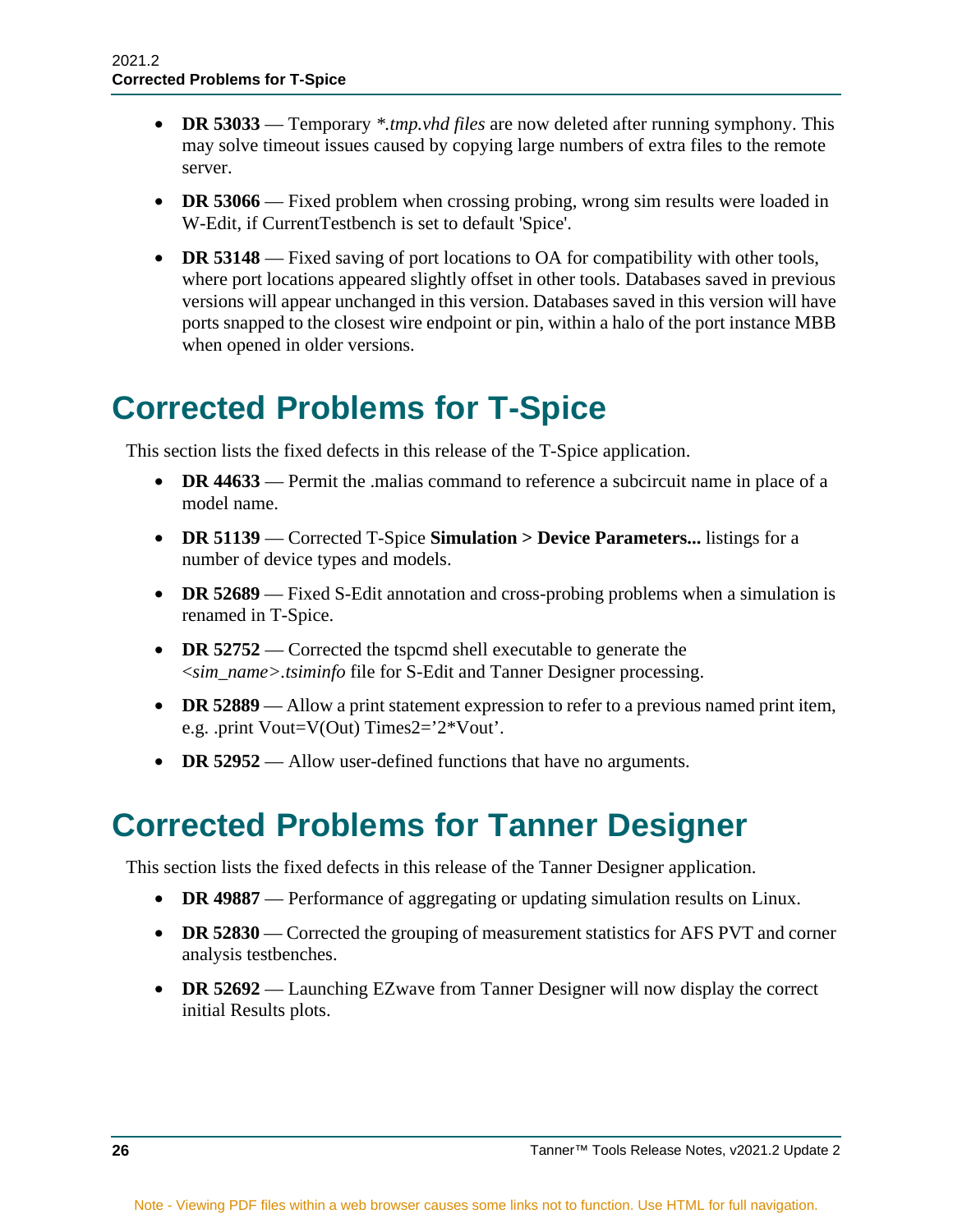- **DR 53033** — Temporary *\*.tmp.vhd files* are now deleted after running symphony. This may solve timeout issues caused by copying large numbers of extra files to the remote server.
- **DR 53066** — Fixed problem when crossing probing, wrong sim results were loaded in W-Edit, if CurrentTestbench is set to default 'Spice'.
- **DR 53148** — Fixed saving of port locations to OA for compatibility with other tools, where port locations appeared slightly offset in other tools. Databases saved in previous versions will appear unchanged in this version. Databases saved in this version will have ports snapped to the closest wire endpoint or pin, within a halo of the port instance MBB when opened in older versions.

# Corrected Problems for T-Spice

This section lists the fixed defects in this release of the T-Spice application.

- **DR 44633** — Permit the .malias command to reference a subcircuit name in place of a model name.
- **DR 51139** — Corrected T-Spice **Simulation > Device Parameters...** listings for a number of device types and models.
- **DR 52689** — Fixed S-Edit annotation and cross-probing problems when a simulation is renamed in T-Spice.
- **DR 52752** — Corrected the tspcmd shell executable to generate the *<sim_name>.tsiminfo* file for S-Edit and Tanner Designer processing.
- **DR 52889** — Allow a print statement expression to refer to a previous named print item, e.g. .print Vout=V(Out) Times2='2*Vout'.
- **DR 52952** — Allow user-defined functions that have no arguments.

# Corrected Problems for Tanner Designer

This section lists the fixed defects in this release of the Tanner Designer application.

- **DR 49887** — Performance of aggregating or updating simulation results on Linux.
- **DR 52830** — Corrected the grouping of measurement statistics for AFS PVT and corner analysis testbenches.
- **DR 52692** — Launching EZwave from Tanner Designer will now display the correct initial Results plots.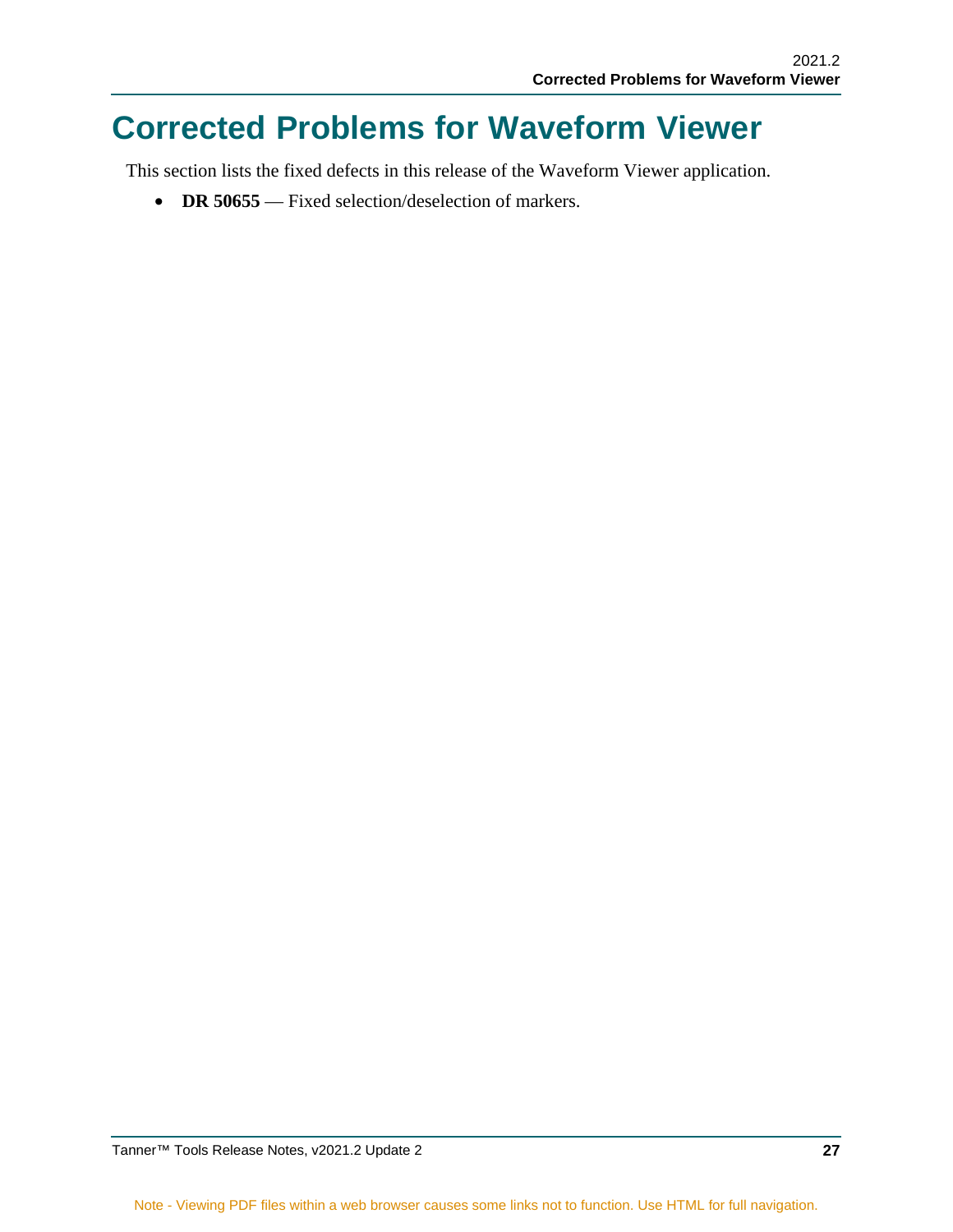# Corrected Problems for Waveform Viewer

This section lists the fixed defects in this release of the Waveform Viewer application.

- **DR 50655** — Fixed selection/deselection of markers.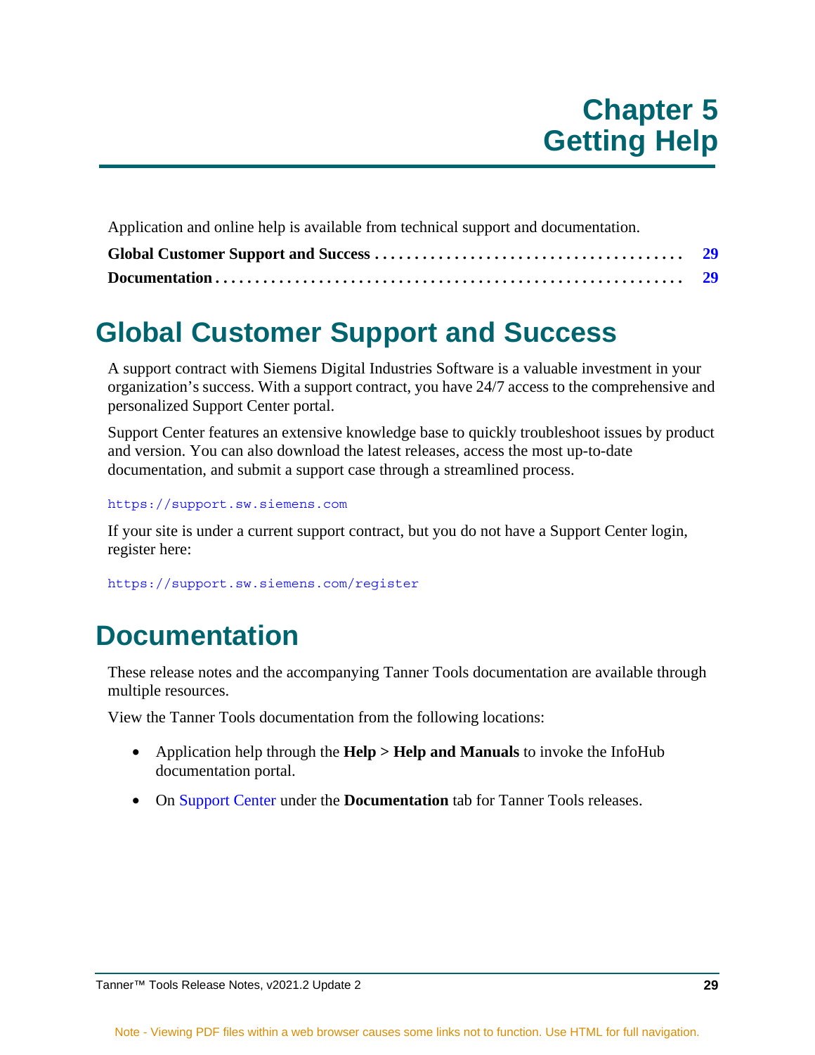# Chapter 5
# Getting Help

Application and online help is available from technical support and documentation.

**Global Customer Support and Success** .......................................... **29**

**Documentation** ............................................................. **29**

## Global Customer Support and Success

A support contract with Siemens Digital Industries Software is a valuable investment in your organization's success. With a support contract, you have 24/7 access to the comprehensive and personalized Support Center portal.

Support Center features an extensive knowledge base to quickly troubleshoot issues by product and version. You can also download the latest releases, access the most up-to-date documentation, and submit a support case through a streamlined process.

`https://support.sw.siemens.com`

If your site is under a current support contract, but you do not have a Support Center login, register here:

`https://support.sw.siemens.com/register`

## Documentation

These release notes and the accompanying Tanner Tools documentation are available through multiple resources.

View the Tanner Tools documentation from the following locations:

- Application help through the **Help > Help and Manuals** to invoke the InfoHub documentation portal.
- On Support Center under the **Documentation** tab for Tanner Tools releases.

Note - Viewing PDF files within a web browser causes some links not to function. Use HTML for full navigation.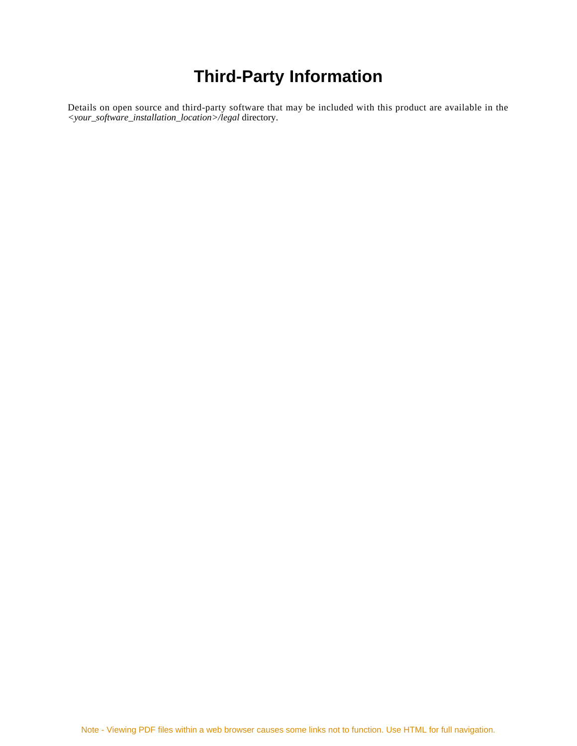# Third-Party Information

Details on open source and third-party software that may be included with this product are available in the *<your_software_installation_location>/legal* directory.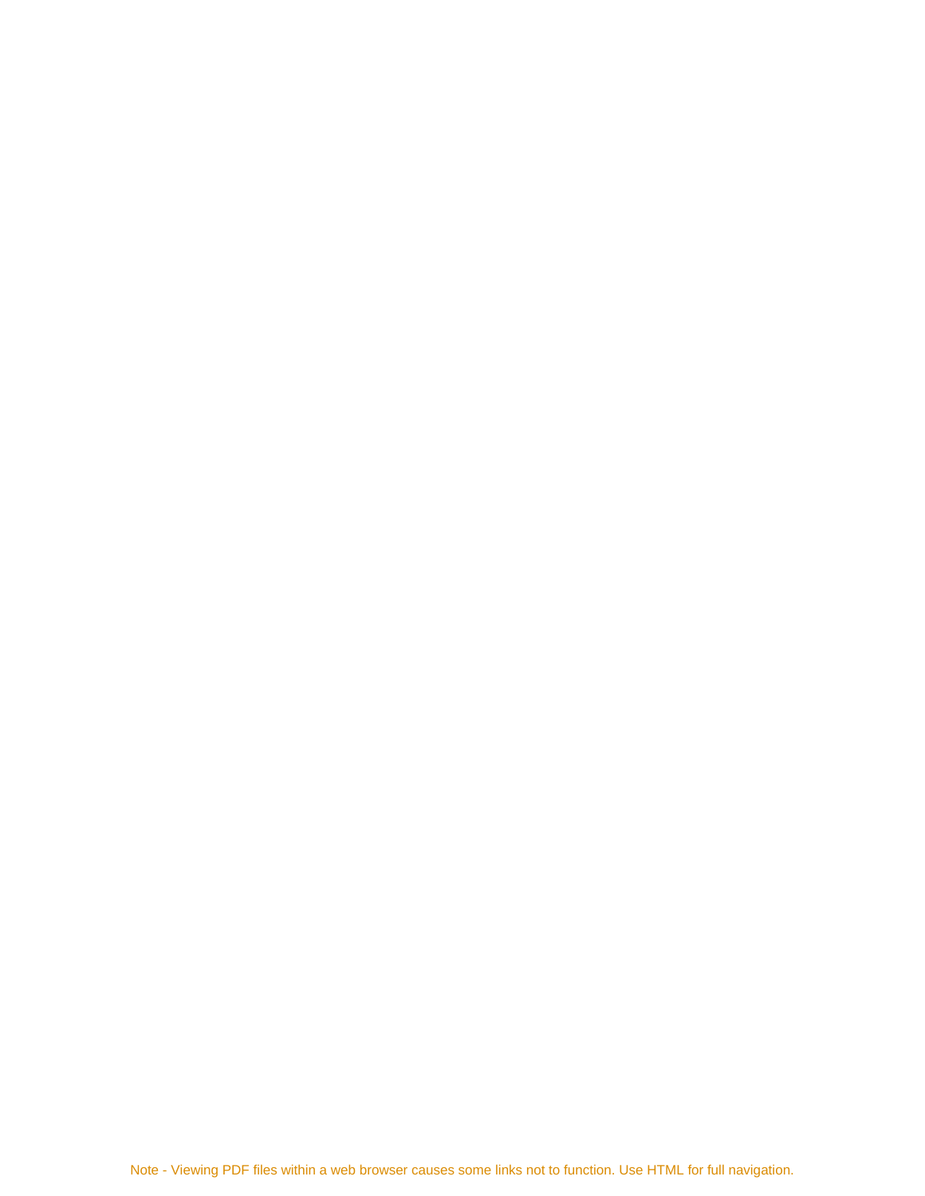Note - Viewing PDF files within a web browser causes some links not to function. Use HTML for full navigation.